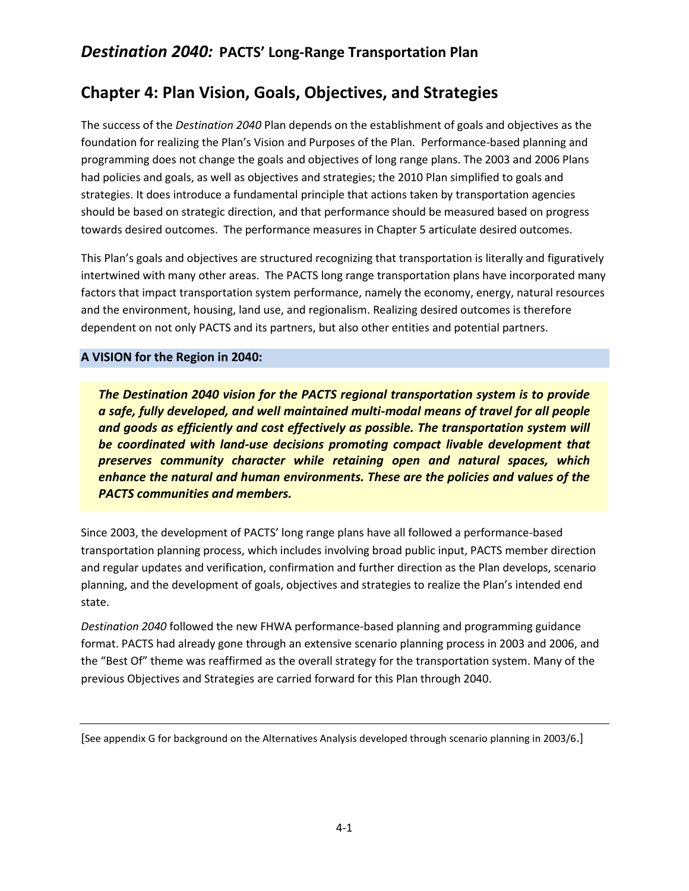# *Destination 2040:* PACTS' Long-Range Transportation Plan

## Chapter 4: Plan Vision, Goals, Objectives, and Strategies

The success of the *Destination 2040* Plan depends on the establishment of goals and objectives as the foundation for realizing the Plan's Vision and Purposes of the Plan. Performance-based planning and programming does not change the goals and objectives of long range plans. The 2003 and 2006 Plans had policies and goals, as well as objectives and strategies; the 2010 Plan simplified to goals and strategies. It does introduce a fundamental principle that actions taken by transportation agencies should be based on strategic direction, and that performance should be measured based on progress towards desired outcomes. The performance measures in Chapter 5 articulate desired outcomes.

This Plan's goals and objectives are structured recognizing that transportation is literally and figuratively intertwined with many other areas. The PACTS long range transportation plans have incorporated many factors that impact transportation system performance, namely the economy, energy, natural resources and the environment, housing, land use, and regionalism. Realizing desired outcomes is therefore dependent on not only PACTS and its partners, but also other entities and potential partners.

### A VISION for the Region in 2040:

***The Destination 2040 vision for the PACTS regional transportation system is to provide a safe, fully developed, and well maintained multi-modal means of travel for all people and goods as efficiently and cost effectively as possible. The transportation system will be coordinated with land-use decisions promoting compact livable development that preserves community character while retaining open and natural spaces, which enhance the natural and human environments. These are the policies and values of the PACTS communities and members.***

Since 2003, the development of PACTS' long range plans have all followed a performance-based transportation planning process, which includes involving broad public input, PACTS member direction and regular updates and verification, confirmation and further direction as the Plan develops, scenario planning, and the development of goals, objectives and strategies to realize the Plan's intended end state.

*Destination 2040* followed the new FHWA performance-based planning and programming guidance format. PACTS had already gone through an extensive scenario planning process in 2003 and 2006, and the "Best Of" theme was reaffirmed as the overall strategy for the transportation system. Many of the previous Objectives and Strategies are carried forward for this Plan through 2040.

---

[See appendix G for background on the Alternatives Analysis developed through scenario planning in 2003/6.]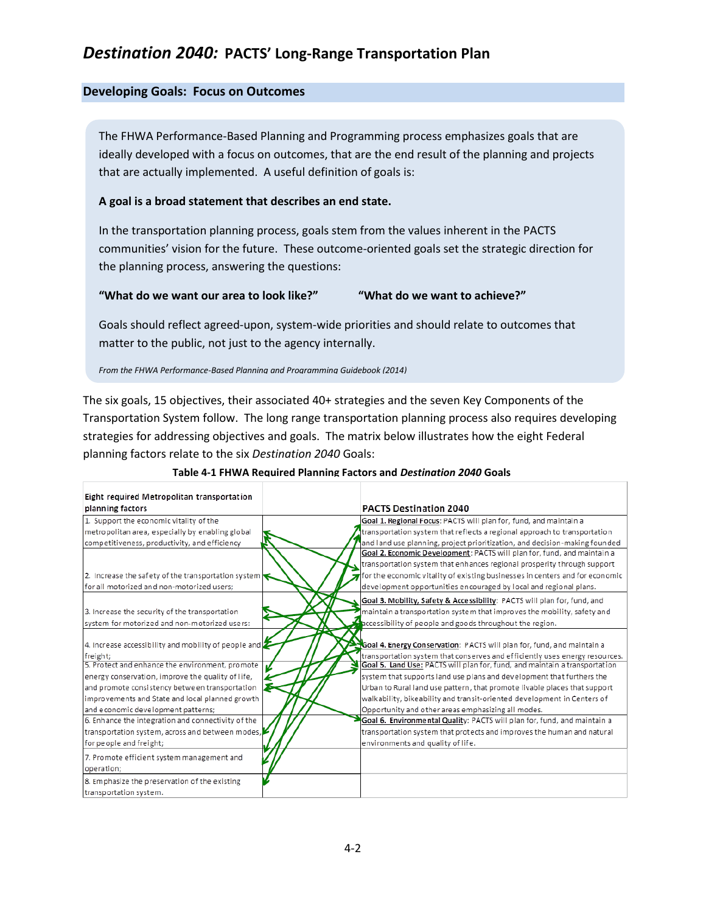## Developing Goals: Focus on Outcomes

The FHWA Performance-Based Planning and Programming process emphasizes goals that are ideally developed with a focus on outcomes, that are the end result of the planning and projects that are actually implemented. A useful definition of goals is:

**A goal is a broad statement that describes an end state.**

In the transportation planning process, goals stem from the values inherent in the PACTS communities' vision for the future. These outcome-oriented goals set the strategic direction for the planning process, answering the questions:

**"What do we want our area to look like?"** **"What do we want to achieve?"**

Goals should reflect agreed-upon, system-wide priorities and should relate to outcomes that matter to the public, not just to the agency internally.

*From the FHWA Performance-Based Planning and Programming Guidebook (2014)*

The six goals, 15 objectives, their associated 40+ strategies and the seven Key Components of the Transportation System follow. The long range transportation planning process also requires developing strategies for addressing objectives and goals. The matrix below illustrates how the eight Federal planning factors relate to the six *Destination 2040* Goals:

**Table 4-1 FHWA Required Planning Factors and *Destination 2040* Goals**

| Eight required Metropolitan transportation planning factors | | PACTS Destination 2040 |
|---|---|---|
| 1. Support the economic vitality of the metropolitan area, especially by enabling global competitiveness, productivity, and efficiency | | **Goal 1. Regional Focus**: PACTS will plan for, fund, and maintain a transportation system that reflects a regional approach to transportation and land use planning, project prioritization, and decision-making founded |
| 2. Increase the safety of the transportation system for all motorized and non-motorized users; | | **Goal 2. Economic Development**: PACTS will plan for, fund, and maintain a transportation system that enhances regional prosperity through support for the economic vitality of existing businesses in centers and for economic development opportunities encouraged by local and regional plans. |
| 3. Increase the security of the transportation system for motorized and non-motorized users: | | **Goal 3. Mobility, Safety & Accessibility**: PACTS will plan for, fund, and maintain a transportation system that improves the mobility, safety and accessibility of people and goods throughout the region. |
| 4. Increase accessibility and mobility of people and freight; | | **Goal 4. Energy Conservation**: PACTS will plan for, fund, and maintain a transportation system that conserves and efficiently uses energy resources. |
| 5. Protect and enhance the environment, promote energy conservation, improve the quality of life, and promote consistency between transportation improvements and State and local planned growth and economic development patterns; | | **Goal 5. Land Use:** PACTS will plan for, fund, and maintain a transportation system that supports land use plans and development that furthers the Urban to Rural land use pattern, that promote livable places that support walkability, bikeability and transit-oriented development in Centers of Opportunity and other areas emphasizing all modes. |
| 6. Enhance the integration and connectivity of the transportation system, across and between modes, for people and freight; | | **Goal 6. Environmental Quality**: PACTS will plan for, fund, and maintain a transportation system that protects and improves the human and natural environments and quality of life. |
| 7. Promote efficient system management and operation; | | |
| 8. Emphasize the preservation of the existing transportation system. | | |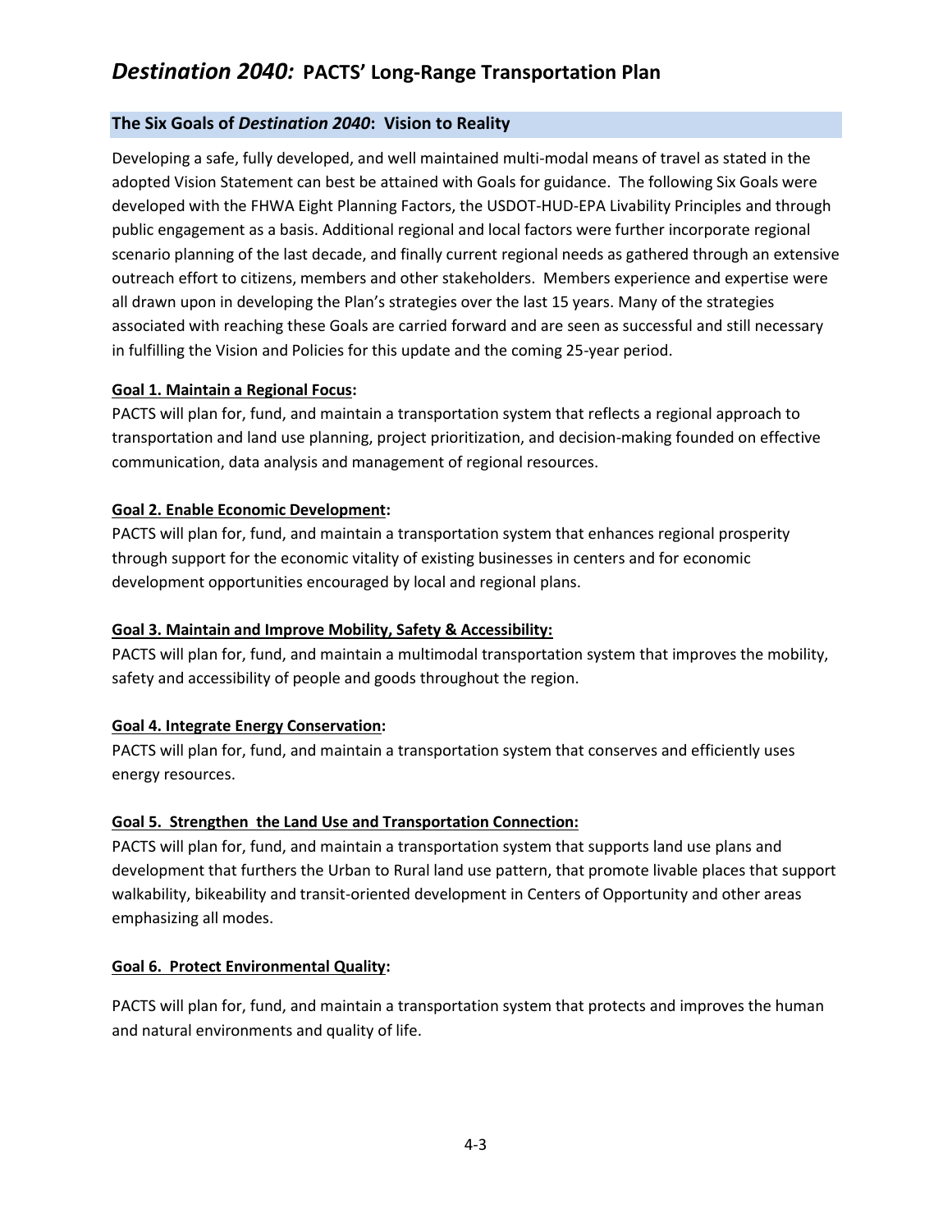# *Destination 2040:* PACTS' Long-Range Transportation Plan

## The Six Goals of *Destination 2040*: Vision to Reality

Developing a safe, fully developed, and well maintained multi-modal means of travel as stated in the adopted Vision Statement can best be attained with Goals for guidance. The following Six Goals were developed with the FHWA Eight Planning Factors, the USDOT-HUD-EPA Livability Principles and through public engagement as a basis. Additional regional and local factors were further incorporate regional scenario planning of the last decade, and finally current regional needs as gathered through an extensive outreach effort to citizens, members and other stakeholders. Members experience and expertise were all drawn upon in developing the Plan's strategies over the last 15 years. Many of the strategies associated with reaching these Goals are carried forward and are seen as successful and still necessary in fulfilling the Vision and Policies for this update and the coming 25-year period.

**Goal 1. Maintain a Regional Focus:**

PACTS will plan for, fund, and maintain a transportation system that reflects a regional approach to transportation and land use planning, project prioritization, and decision-making founded on effective communication, data analysis and management of regional resources.

**Goal 2. Enable Economic Development:**

PACTS will plan for, fund, and maintain a transportation system that enhances regional prosperity through support for the economic vitality of existing businesses in centers and for economic development opportunities encouraged by local and regional plans.

**Goal 3. Maintain and Improve Mobility, Safety & Accessibility:**

PACTS will plan for, fund, and maintain a multimodal transportation system that improves the mobility, safety and accessibility of people and goods throughout the region.

**Goal 4. Integrate Energy Conservation:**

PACTS will plan for, fund, and maintain a transportation system that conserves and efficiently uses energy resources.

**Goal 5. Strengthen the Land Use and Transportation Connection:**

PACTS will plan for, fund, and maintain a transportation system that supports land use plans and development that furthers the Urban to Rural land use pattern, that promote livable places that support walkability, bikeability and transit-oriented development in Centers of Opportunity and other areas emphasizing all modes.

**Goal 6. Protect Environmental Quality:**

PACTS will plan for, fund, and maintain a transportation system that protects and improves the human and natural environments and quality of life.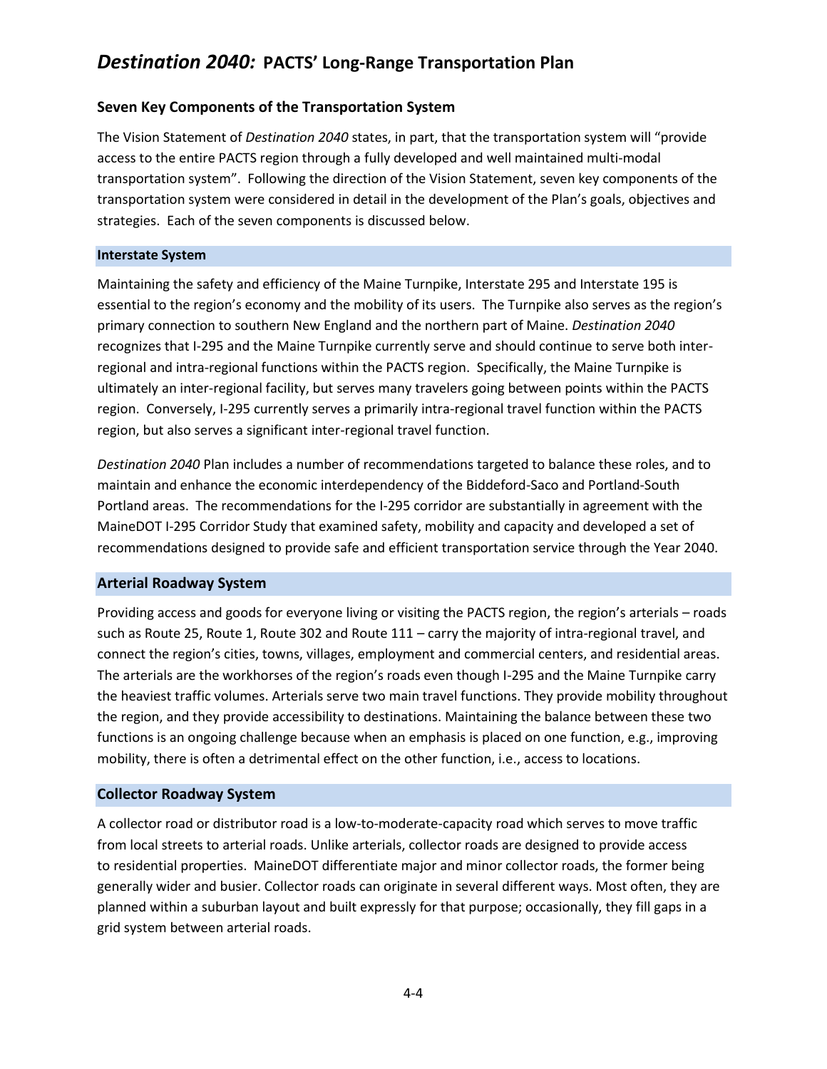# *Destination 2040:* PACTS' Long-Range Transportation Plan

## Seven Key Components of the Transportation System

The Vision Statement of *Destination 2040* states, in part, that the transportation system will "provide access to the entire PACTS region through a fully developed and well maintained multi-modal transportation system". Following the direction of the Vision Statement, seven key components of the transportation system were considered in detail in the development of the Plan's goals, objectives and strategies. Each of the seven components is discussed below.

### Interstate System

Maintaining the safety and efficiency of the Maine Turnpike, Interstate 295 and Interstate 195 is essential to the region's economy and the mobility of its users. The Turnpike also serves as the region's primary connection to southern New England and the northern part of Maine. *Destination 2040* recognizes that I-295 and the Maine Turnpike currently serve and should continue to serve both inter-regional and intra-regional functions within the PACTS region. Specifically, the Maine Turnpike is ultimately an inter-regional facility, but serves many travelers going between points within the PACTS region. Conversely, I-295 currently serves a primarily intra-regional travel function within the PACTS region, but also serves a significant inter-regional travel function.

*Destination 2040* Plan includes a number of recommendations targeted to balance these roles, and to maintain and enhance the economic interdependency of the Biddeford-Saco and Portland-South Portland areas. The recommendations for the I-295 corridor are substantially in agreement with the MaineDOT I-295 Corridor Study that examined safety, mobility and capacity and developed a set of recommendations designed to provide safe and efficient transportation service through the Year 2040.

### Arterial Roadway System

Providing access and goods for everyone living or visiting the PACTS region, the region's arterials – roads such as Route 25, Route 1, Route 302 and Route 111 – carry the majority of intra-regional travel, and connect the region's cities, towns, villages, employment and commercial centers, and residential areas. The arterials are the workhorses of the region's roads even though I-295 and the Maine Turnpike carry the heaviest traffic volumes. Arterials serve two main travel functions. They provide mobility throughout the region, and they provide accessibility to destinations. Maintaining the balance between these two functions is an ongoing challenge because when an emphasis is placed on one function, e.g., improving mobility, there is often a detrimental effect on the other function, i.e., access to locations.

### Collector Roadway System

A collector road or distributor road is a low-to-moderate-capacity road which serves to move traffic from local streets to arterial roads. Unlike arterials, collector roads are designed to provide access to residential properties. MaineDOT differentiate major and minor collector roads, the former being generally wider and busier. Collector roads can originate in several different ways. Most often, they are planned within a suburban layout and built expressly for that purpose; occasionally, they fill gaps in a grid system between arterial roads.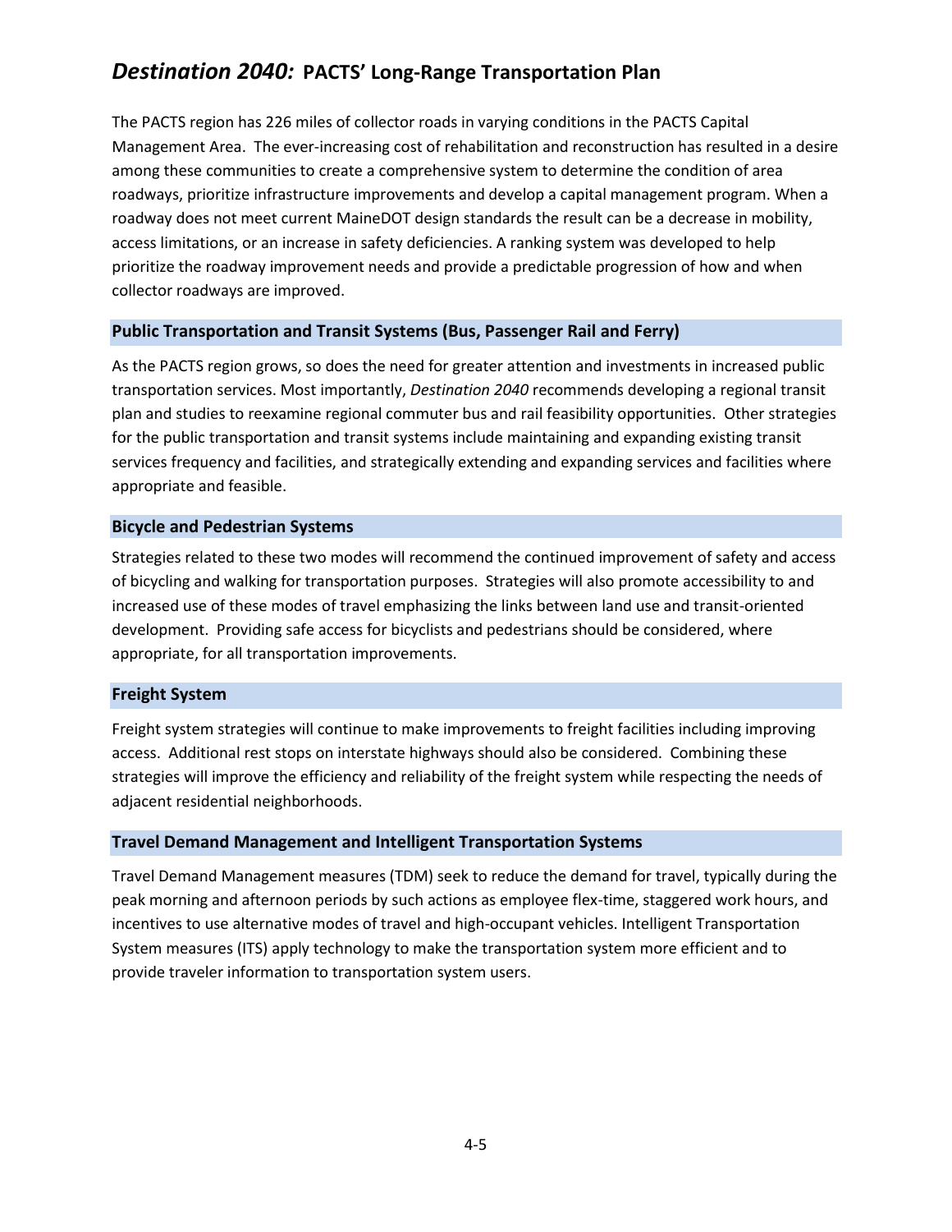The PACTS region has 226 miles of collector roads in varying conditions in the PACTS Capital Management Area. The ever-increasing cost of rehabilitation and reconstruction has resulted in a desire among these communities to create a comprehensive system to determine the condition of area roadways, prioritize infrastructure improvements and develop a capital management program. When a roadway does not meet current MaineDOT design standards the result can be a decrease in mobility, access limitations, or an increase in safety deficiencies. A ranking system was developed to help prioritize the roadway improvement needs and provide a predictable progression of how and when collector roadways are improved.

### Public Transportation and Transit Systems (Bus, Passenger Rail and Ferry)

As the PACTS region grows, so does the need for greater attention and investments in increased public transportation services. Most importantly, *Destination 2040* recommends developing a regional transit plan and studies to reexamine regional commuter bus and rail feasibility opportunities. Other strategies for the public transportation and transit systems include maintaining and expanding existing transit services frequency and facilities, and strategically extending and expanding services and facilities where appropriate and feasible.

### Bicycle and Pedestrian Systems

Strategies related to these two modes will recommend the continued improvement of safety and access of bicycling and walking for transportation purposes. Strategies will also promote accessibility to and increased use of these modes of travel emphasizing the links between land use and transit-oriented development. Providing safe access for bicyclists and pedestrians should be considered, where appropriate, for all transportation improvements.

### Freight System

Freight system strategies will continue to make improvements to freight facilities including improving access. Additional rest stops on interstate highways should also be considered. Combining these strategies will improve the efficiency and reliability of the freight system while respecting the needs of adjacent residential neighborhoods.

### Travel Demand Management and Intelligent Transportation Systems

Travel Demand Management measures (TDM) seek to reduce the demand for travel, typically during the peak morning and afternoon periods by such actions as employee flex-time, staggered work hours, and incentives to use alternative modes of travel and high-occupant vehicles. Intelligent Transportation System measures (ITS) apply technology to make the transportation system more efficient and to provide traveler information to transportation system users.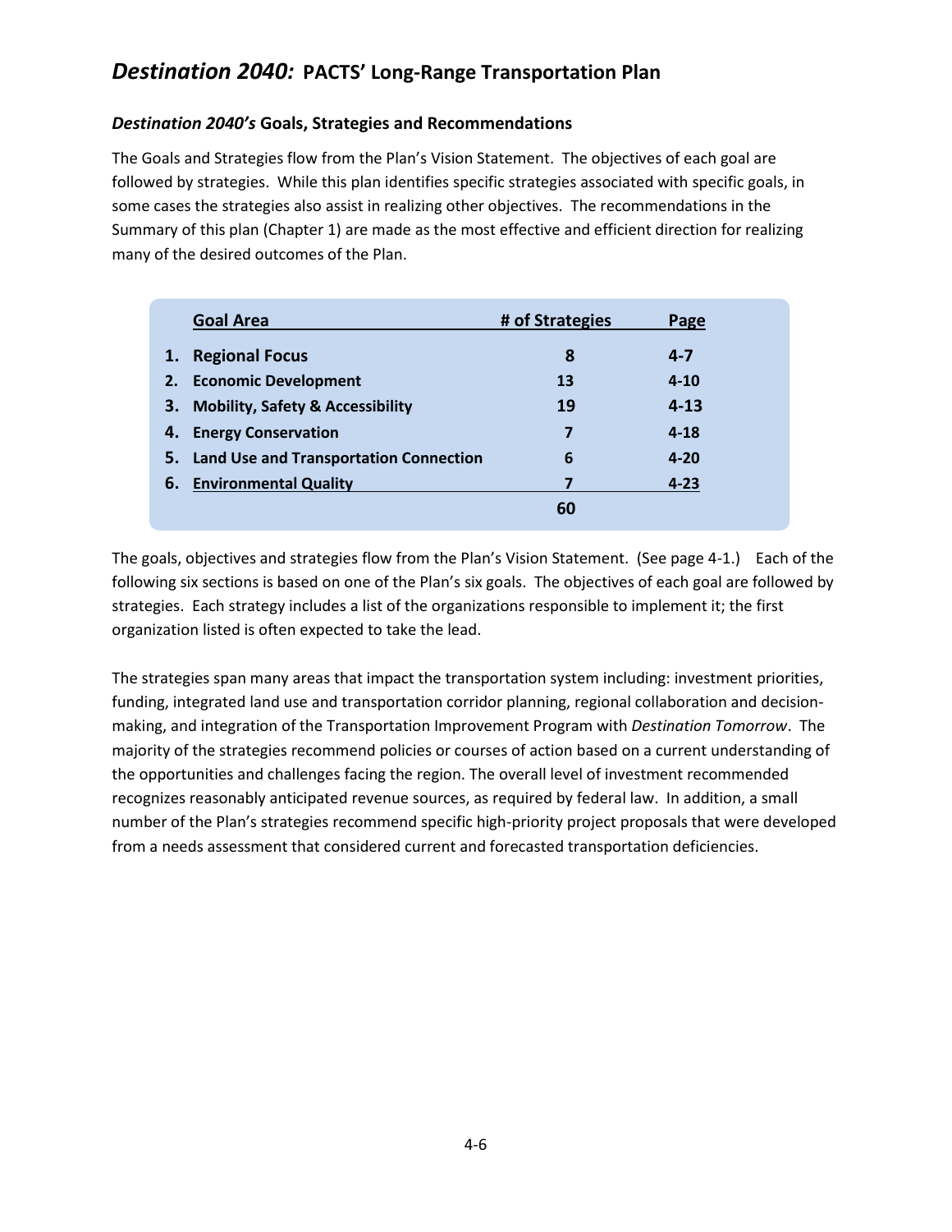# *Destination 2040:* PACTS' Long-Range Transportation Plan

### *Destination 2040's* Goals, Strategies and Recommendations

The Goals and Strategies flow from the Plan's Vision Statement. The objectives of each goal are followed by strategies. While this plan identifies specific strategies associated with specific goals, in some cases the strategies also assist in realizing other objectives. The recommendations in the Summary of this plan (Chapter 1) are made as the most effective and efficient direction for realizing many of the desired outcomes of the Plan.

| | Goal Area | # of Strategies | Page |
|---|---|---|---|
| 1. | Regional Focus | 8 | 4-7 |
| 2. | Economic Development | 13 | 4-10 |
| 3. | Mobility, Safety & Accessibility | 19 | 4-13 |
| 4. | Energy Conservation | 7 | 4-18 |
| 5. | Land Use and Transportation Connection | 6 | 4-20 |
| 6. | Environmental Quality | 7 | 4-23 |
| | | 60 | |

The goals, objectives and strategies flow from the Plan's Vision Statement. (See page 4-1.) Each of the following six sections is based on one of the Plan's six goals. The objectives of each goal are followed by strategies. Each strategy includes a list of the organizations responsible to implement it; the first organization listed is often expected to take the lead.

The strategies span many areas that impact the transportation system including: investment priorities, funding, integrated land use and transportation corridor planning, regional collaboration and decision-making, and integration of the Transportation Improvement Program with *Destination Tomorrow*. The majority of the strategies recommend policies or courses of action based on a current understanding of the opportunities and challenges facing the region. The overall level of investment recommended recognizes reasonably anticipated revenue sources, as required by federal law. In addition, a small number of the Plan's strategies recommend specific high-priority project proposals that were developed from a needs assessment that considered current and forecasted transportation deficiencies.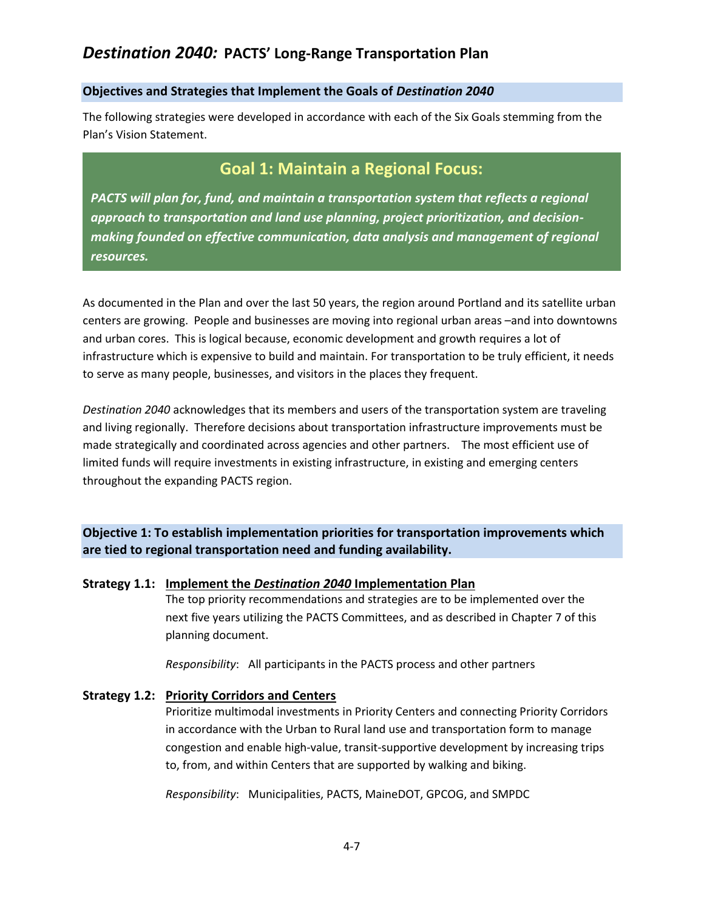# *Destination 2040:* PACTS' Long-Range Transportation Plan

## Objectives and Strategies that Implement the Goals of *Destination 2040*

The following strategies were developed in accordance with each of the Six Goals stemming from the Plan's Vision Statement.

## Goal 1: Maintain a Regional Focus:

***PACTS will plan for, fund, and maintain a transportation system that reflects a regional approach to transportation and land use planning, project prioritization, and decision-making founded on effective communication, data analysis and management of regional resources.***

As documented in the Plan and over the last 50 years, the region around Portland and its satellite urban centers are growing. People and businesses are moving into regional urban areas –and into downtowns and urban cores. This is logical because, economic development and growth requires a lot of infrastructure which is expensive to build and maintain. For transportation to be truly efficient, it needs to serve as many people, businesses, and visitors in the places they frequent.

*Destination 2040* acknowledges that its members and users of the transportation system are traveling and living regionally. Therefore decisions about transportation infrastructure improvements must be made strategically and coordinated across agencies and other partners. The most efficient use of limited funds will require investments in existing infrastructure, in existing and emerging centers throughout the expanding PACTS region.

### Objective 1: To establish implementation priorities for transportation improvements which are tied to regional transportation need and funding availability.

**Strategy 1.1: Implement the *Destination 2040* Implementation Plan**

The top priority recommendations and strategies are to be implemented over the next five years utilizing the PACTS Committees, and as described in Chapter 7 of this planning document.

*Responsibility*: All participants in the PACTS process and other partners

**Strategy 1.2: Priority Corridors and Centers**

Prioritize multimodal investments in Priority Centers and connecting Priority Corridors in accordance with the Urban to Rural land use and transportation form to manage congestion and enable high-value, transit-supportive development by increasing trips to, from, and within Centers that are supported by walking and biking.

*Responsibility*: Municipalities, PACTS, MaineDOT, GPCOG, and SMPDC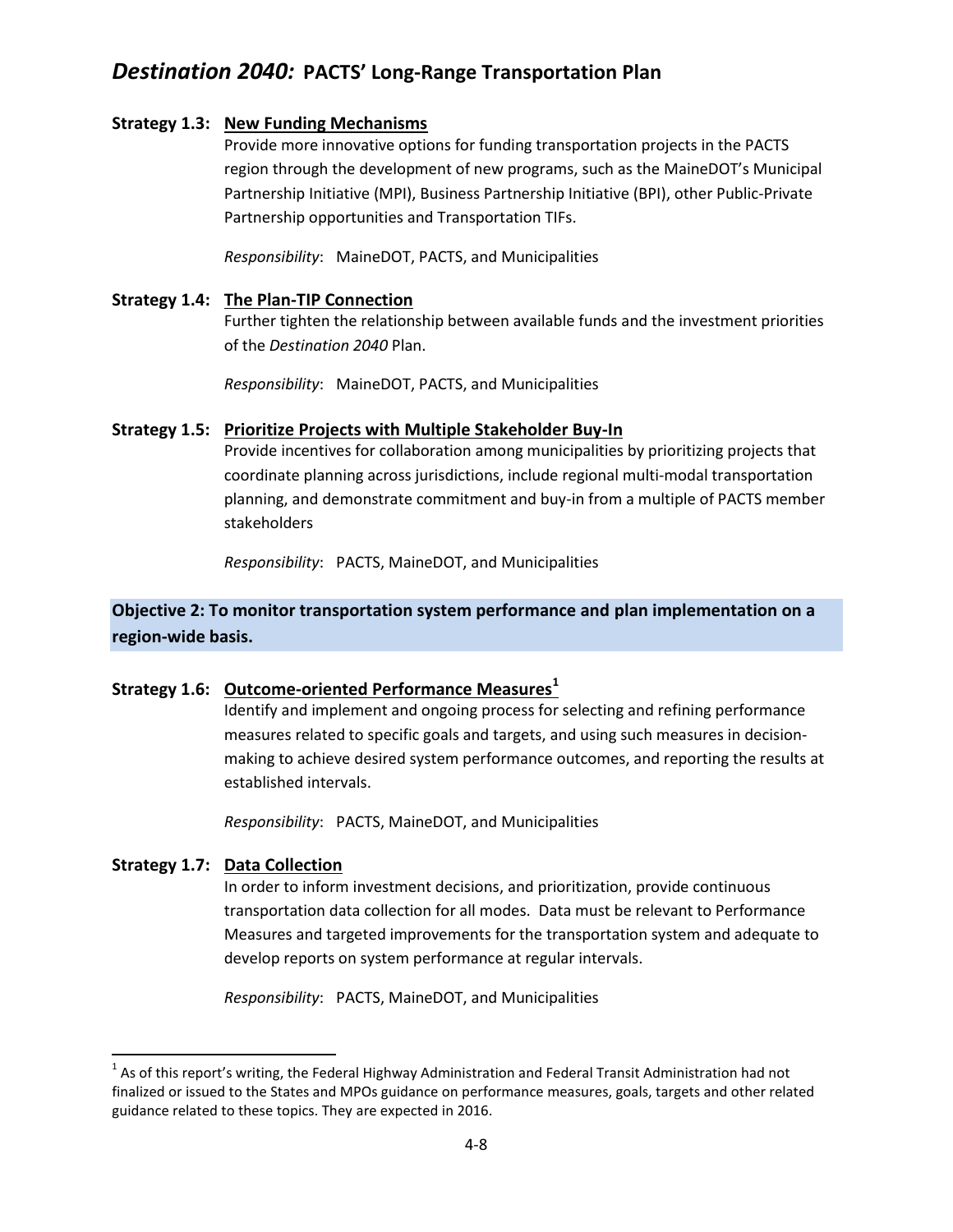**Strategy 1.3: <u>New Funding Mechanisms</u>**

Provide more innovative options for funding transportation projects in the PACTS region through the development of new programs, such as the MaineDOT's Municipal Partnership Initiative (MPI), Business Partnership Initiative (BPI), other Public-Private Partnership opportunities and Transportation TIFs.

*Responsibility*: MaineDOT, PACTS, and Municipalities

**Strategy 1.4: <u>The Plan-TIP Connection</u>**

Further tighten the relationship between available funds and the investment priorities of the *Destination 2040* Plan.

*Responsibility*: MaineDOT, PACTS, and Municipalities

**Strategy 1.5: <u>Prioritize Projects with Multiple Stakeholder Buy-In</u>**

Provide incentives for collaboration among municipalities by prioritizing projects that coordinate planning across jurisdictions, include regional multi-modal transportation planning, and demonstrate commitment and buy-in from a multiple of PACTS member stakeholders

*Responsibility*: PACTS, MaineDOT, and Municipalities

**Objective 2: To monitor transportation system performance and plan implementation on a region-wide basis.**

**Strategy 1.6: <u>Outcome-oriented Performance Measures</u>[1]**

Identify and implement and ongoing process for selecting and refining performance measures related to specific goals and targets, and using such measures in decision-making to achieve desired system performance outcomes, and reporting the results at established intervals.

*Responsibility*: PACTS, MaineDOT, and Municipalities

**Strategy 1.7: <u>Data Collection</u>**

In order to inform investment decisions, and prioritization, provide continuous transportation data collection for all modes. Data must be relevant to Performance Measures and targeted improvements for the transportation system and adequate to develop reports on system performance at regular intervals.

*Responsibility*: PACTS, MaineDOT, and Municipalities

---

[1] As of this report's writing, the Federal Highway Administration and Federal Transit Administration had not finalized or issued to the States and MPOs guidance on performance measures, goals, targets and other related guidance related to these topics. They are expected in 2016.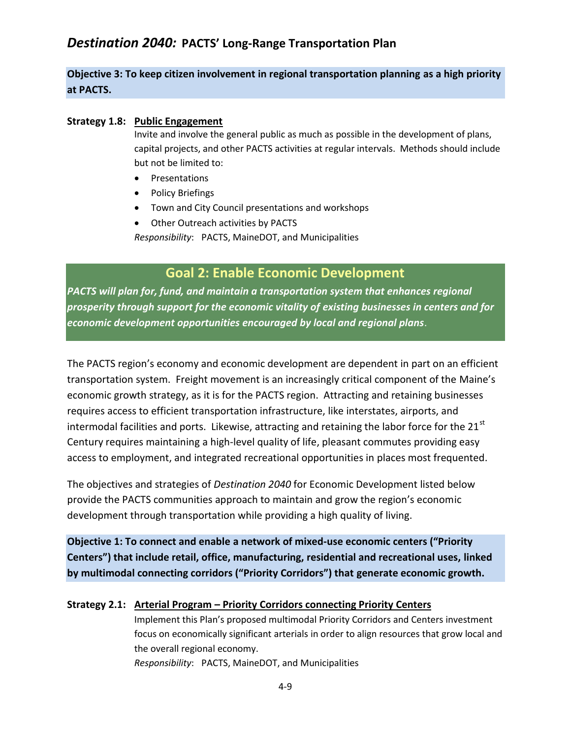**Objective 3: To keep citizen involvement in regional transportation planning as a high priority at PACTS.**

**Strategy 1.8: Public Engagement**

Invite and involve the general public as much as possible in the development of plans, capital projects, and other PACTS activities at regular intervals. Methods should include but not be limited to:

- Presentations
- Policy Briefings
- Town and City Council presentations and workshops
- Other Outreach activities by PACTS

*Responsibility*: PACTS, MaineDOT, and Municipalities

## Goal 2: Enable Economic Development

***PACTS will plan for, fund, and maintain a transportation system that enhances regional prosperity through support for the economic vitality of existing businesses in centers and for economic development opportunities encouraged by local and regional plans***.

The PACTS region's economy and economic development are dependent in part on an efficient transportation system. Freight movement is an increasingly critical component of the Maine's economic growth strategy, as it is for the PACTS region. Attracting and retaining businesses requires access to efficient transportation infrastructure, like interstates, airports, and intermodal facilities and ports. Likewise, attracting and retaining the labor force for the 21st Century requires maintaining a high-level quality of life, pleasant commutes providing easy access to employment, and integrated recreational opportunities in places most frequented.

The objectives and strategies of *Destination 2040* for Economic Development listed below provide the PACTS communities approach to maintain and grow the region's economic development through transportation while providing a high quality of living.

**Objective 1: To connect and enable a network of mixed-use economic centers ("Priority Centers") that include retail, office, manufacturing, residential and recreational uses, linked by multimodal connecting corridors ("Priority Corridors") that generate economic growth.**

**Strategy 2.1: Arterial Program – Priority Corridors connecting Priority Centers**

Implement this Plan's proposed multimodal Priority Corridors and Centers investment focus on economically significant arterials in order to align resources that grow local and the overall regional economy.

*Responsibility*: PACTS, MaineDOT, and Municipalities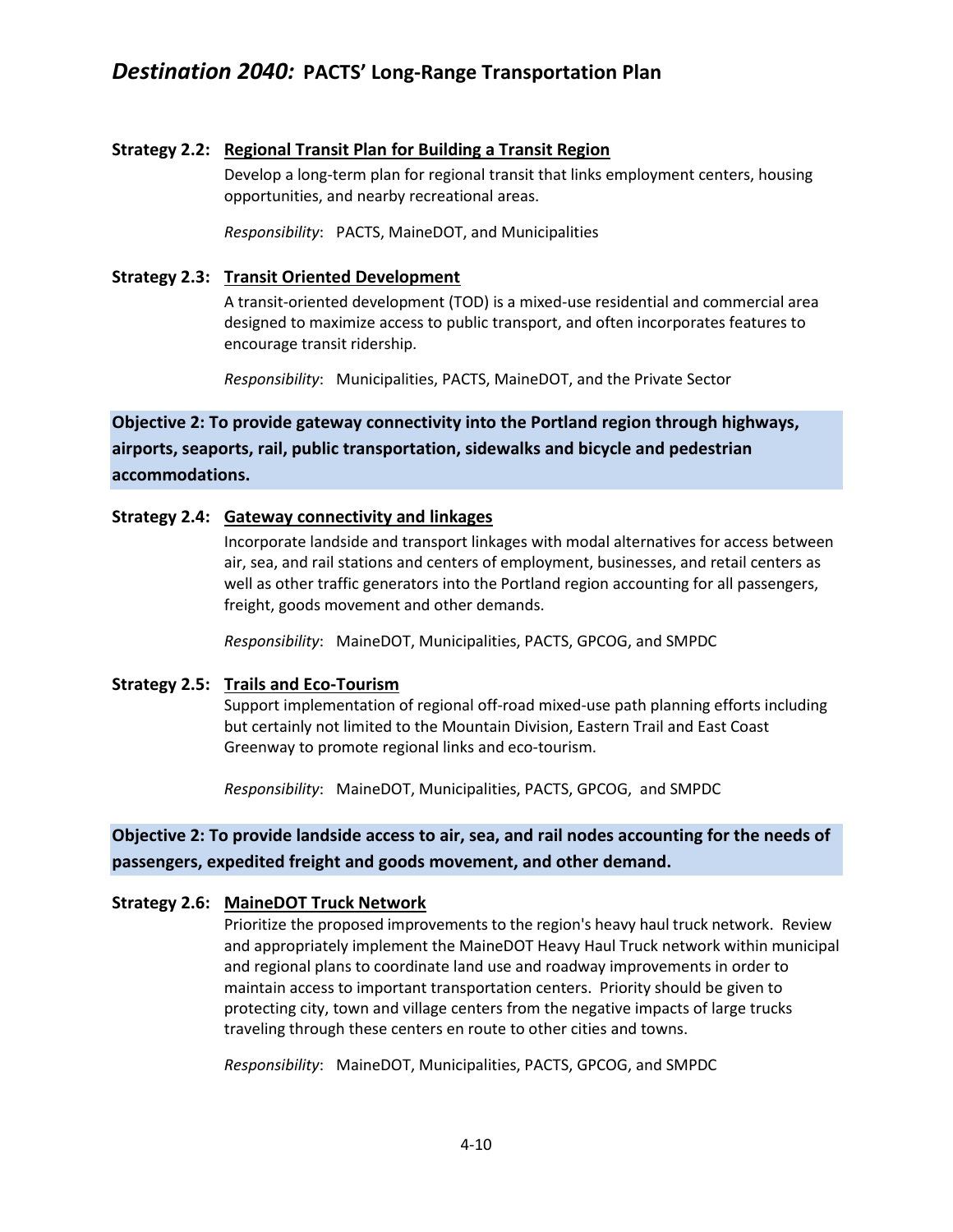### Strategy 2.2: Regional Transit Plan for Building a Transit Region

Develop a long-term plan for regional transit that links employment centers, housing opportunities, and nearby recreational areas.

*Responsibility*: PACTS, MaineDOT, and Municipalities

### Strategy 2.3: Transit Oriented Development

A transit-oriented development (TOD) is a mixed-use residential and commercial area designed to maximize access to public transport, and often incorporates features to encourage transit ridership.

*Responsibility*: Municipalities, PACTS, MaineDOT, and the Private Sector

**Objective 2: To provide gateway connectivity into the Portland region through highways, airports, seaports, rail, public transportation, sidewalks and bicycle and pedestrian accommodations.**

### Strategy 2.4: Gateway connectivity and linkages

Incorporate landside and transport linkages with modal alternatives for access between air, sea, and rail stations and centers of employment, businesses, and retail centers as well as other traffic generators into the Portland region accounting for all passengers, freight, goods movement and other demands.

*Responsibility*: MaineDOT, Municipalities, PACTS, GPCOG, and SMPDC

### Strategy 2.5: Trails and Eco-Tourism

Support implementation of regional off-road mixed-use path planning efforts including but certainly not limited to the Mountain Division, Eastern Trail and East Coast Greenway to promote regional links and eco-tourism.

*Responsibility*: MaineDOT, Municipalities, PACTS, GPCOG, and SMPDC

**Objective 2: To provide landside access to air, sea, and rail nodes accounting for the needs of passengers, expedited freight and goods movement, and other demand.**

### Strategy 2.6: MaineDOT Truck Network

Prioritize the proposed improvements to the region's heavy haul truck network. Review and appropriately implement the MaineDOT Heavy Haul Truck network within municipal and regional plans to coordinate land use and roadway improvements in order to maintain access to important transportation centers. Priority should be given to protecting city, town and village centers from the negative impacts of large trucks traveling through these centers en route to other cities and towns.

*Responsibility*: MaineDOT, Municipalities, PACTS, GPCOG, and SMPDC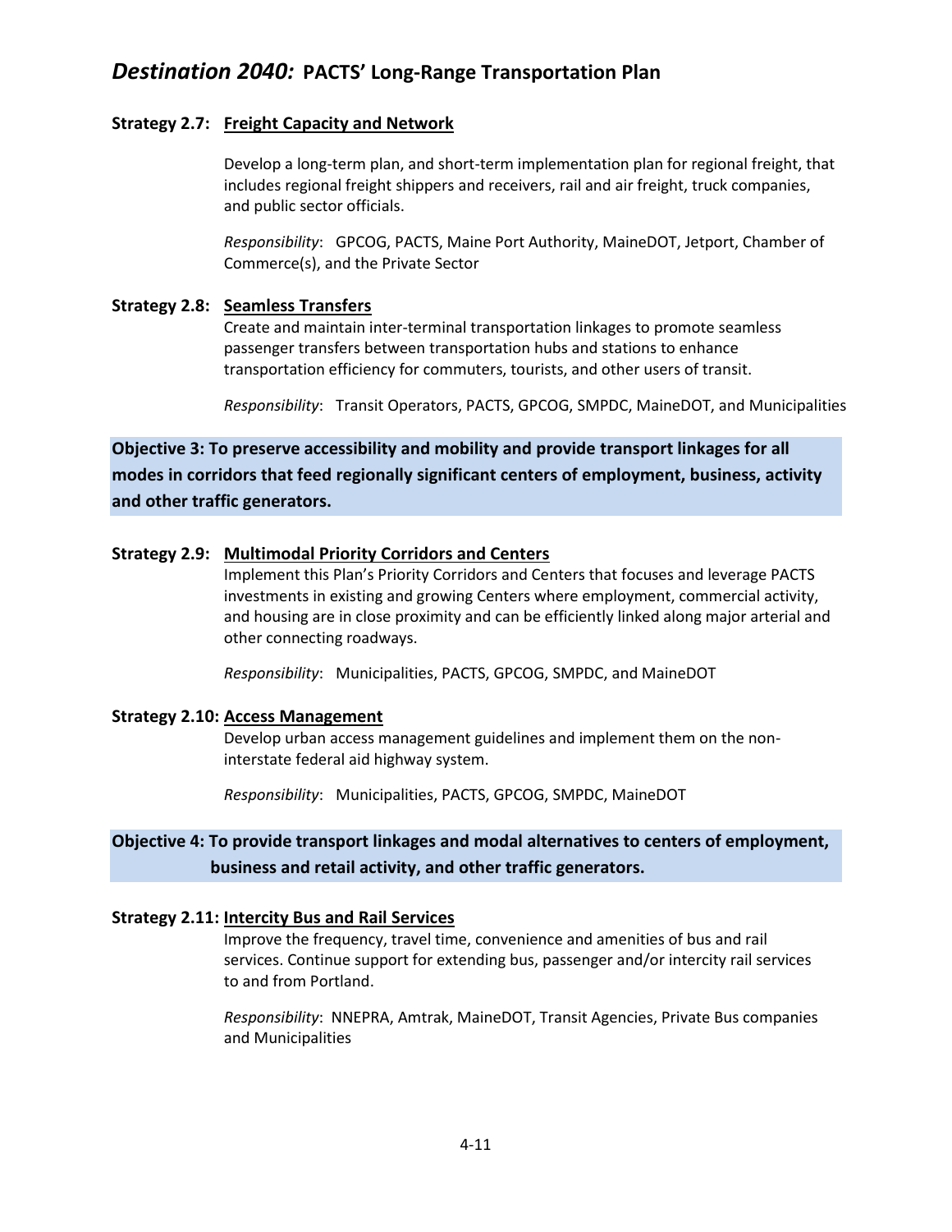### Strategy 2.7: Freight Capacity and Network

Develop a long-term plan, and short-term implementation plan for regional freight, that includes regional freight shippers and receivers, rail and air freight, truck companies, and public sector officials.

*Responsibility*: GPCOG, PACTS, Maine Port Authority, MaineDOT, Jetport, Chamber of Commerce(s), and the Private Sector

### Strategy 2.8: Seamless Transfers

Create and maintain inter-terminal transportation linkages to promote seamless passenger transfers between transportation hubs and stations to enhance transportation efficiency for commuters, tourists, and other users of transit.

*Responsibility*: Transit Operators, PACTS, GPCOG, SMPDC, MaineDOT, and Municipalities

## Objective 3: To preserve accessibility and mobility and provide transport linkages for all modes in corridors that feed regionally significant centers of employment, business, activity and other traffic generators.

### Strategy 2.9: Multimodal Priority Corridors and Centers

Implement this Plan's Priority Corridors and Centers that focuses and leverage PACTS investments in existing and growing Centers where employment, commercial activity, and housing are in close proximity and can be efficiently linked along major arterial and other connecting roadways.

*Responsibility*: Municipalities, PACTS, GPCOG, SMPDC, and MaineDOT

### Strategy 2.10: Access Management

Develop urban access management guidelines and implement them on the non-interstate federal aid highway system.

*Responsibility*: Municipalities, PACTS, GPCOG, SMPDC, MaineDOT

## Objective 4: To provide transport linkages and modal alternatives to centers of employment, business and retail activity, and other traffic generators.

### Strategy 2.11: Intercity Bus and Rail Services

Improve the frequency, travel time, convenience and amenities of bus and rail services. Continue support for extending bus, passenger and/or intercity rail services to and from Portland.

*Responsibility*: NNEPRA, Amtrak, MaineDOT, Transit Agencies, Private Bus companies and Municipalities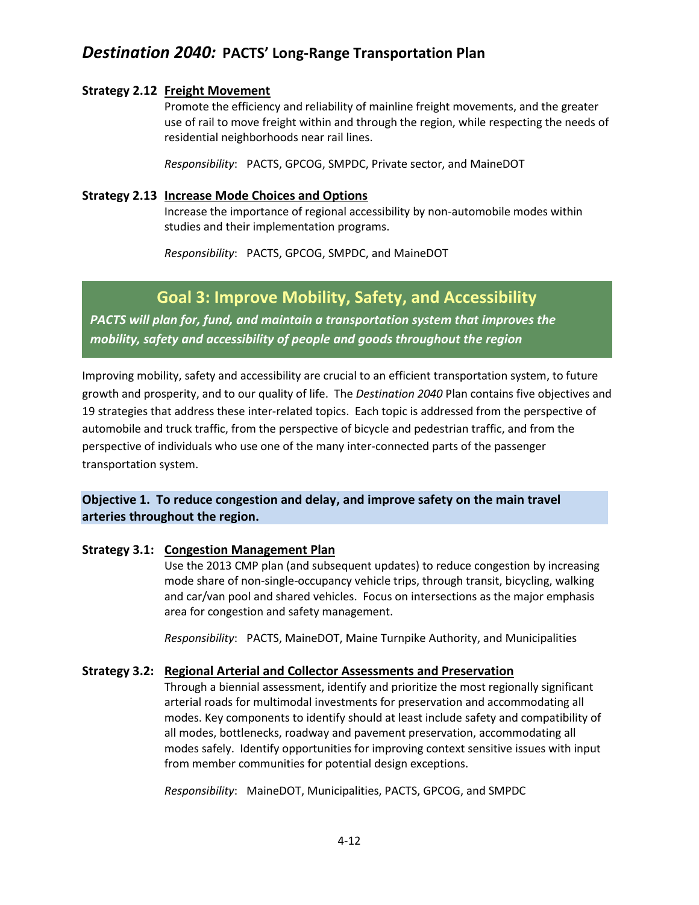#### Strategy 2.12 Freight Movement

Promote the efficiency and reliability of mainline freight movements, and the greater use of rail to move freight within and through the region, while respecting the needs of residential neighborhoods near rail lines.

*Responsibility*: PACTS, GPCOG, SMPDC, Private sector, and MaineDOT

#### Strategy 2.13 Increase Mode Choices and Options

Increase the importance of regional accessibility by non-automobile modes within studies and their implementation programs.

*Responsibility*: PACTS, GPCOG, SMPDC, and MaineDOT

## Goal 3: Improve Mobility, Safety, and Accessibility

***PACTS will plan for, fund, and maintain a transportation system that improves the mobility, safety and accessibility of people and goods throughout the region***

Improving mobility, safety and accessibility are crucial to an efficient transportation system, to future growth and prosperity, and to our quality of life. The *Destination 2040* Plan contains five objectives and 19 strategies that address these inter-related topics. Each topic is addressed from the perspective of automobile and truck traffic, from the perspective of bicycle and pedestrian traffic, and from the perspective of individuals who use one of the many inter-connected parts of the passenger transportation system.

### Objective 1. To reduce congestion and delay, and improve safety on the main travel arteries throughout the region.

#### Strategy 3.1: Congestion Management Plan

Use the 2013 CMP plan (and subsequent updates) to reduce congestion by increasing mode share of non-single-occupancy vehicle trips, through transit, bicycling, walking and car/van pool and shared vehicles. Focus on intersections as the major emphasis area for congestion and safety management.

*Responsibility*: PACTS, MaineDOT, Maine Turnpike Authority, and Municipalities

#### Strategy 3.2: Regional Arterial and Collector Assessments and Preservation

Through a biennial assessment, identify and prioritize the most regionally significant arterial roads for multimodal investments for preservation and accommodating all modes. Key components to identify should at least include safety and compatibility of all modes, bottlenecks, roadway and pavement preservation, accommodating all modes safely. Identify opportunities for improving context sensitive issues with input from member communities for potential design exceptions.

*Responsibility*: MaineDOT, Municipalities, PACTS, GPCOG, and SMPDC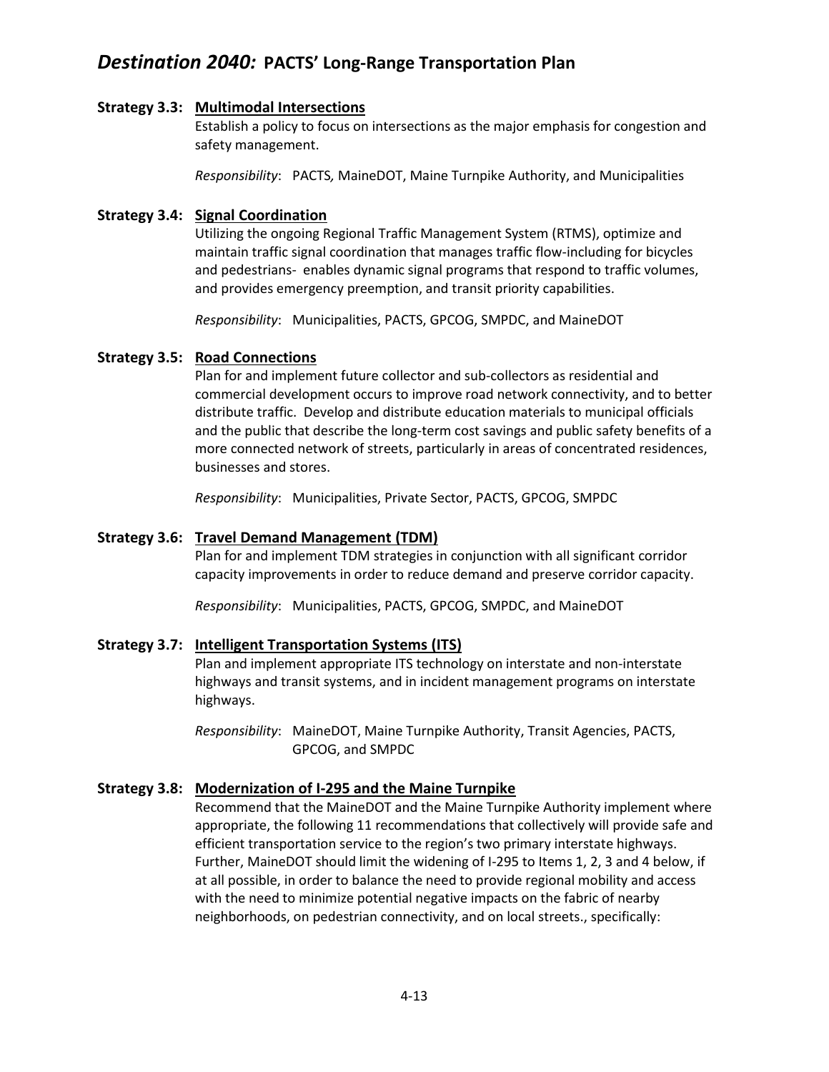### Strategy 3.3: Multimodal Intersections

Establish a policy to focus on intersections as the major emphasis for congestion and safety management.

*Responsibility*: PACTS, MaineDOT, Maine Turnpike Authority, and Municipalities

### Strategy 3.4: Signal Coordination

Utilizing the ongoing Regional Traffic Management System (RTMS), optimize and maintain traffic signal coordination that manages traffic flow-including for bicycles and pedestrians- enables dynamic signal programs that respond to traffic volumes, and provides emergency preemption, and transit priority capabilities.

*Responsibility*: Municipalities, PACTS, GPCOG, SMPDC, and MaineDOT

### Strategy 3.5: Road Connections

Plan for and implement future collector and sub-collectors as residential and commercial development occurs to improve road network connectivity, and to better distribute traffic. Develop and distribute education materials to municipal officials and the public that describe the long-term cost savings and public safety benefits of a more connected network of streets, particularly in areas of concentrated residences, businesses and stores.

*Responsibility*: Municipalities, Private Sector, PACTS, GPCOG, SMPDC

### Strategy 3.6: Travel Demand Management (TDM)

Plan for and implement TDM strategies in conjunction with all significant corridor capacity improvements in order to reduce demand and preserve corridor capacity.

*Responsibility*: Municipalities, PACTS, GPCOG, SMPDC, and MaineDOT

### Strategy 3.7: Intelligent Transportation Systems (ITS)

Plan and implement appropriate ITS technology on interstate and non-interstate highways and transit systems, and in incident management programs on interstate highways.

*Responsibility*: MaineDOT, Maine Turnpike Authority, Transit Agencies, PACTS, GPCOG, and SMPDC

### Strategy 3.8: Modernization of I-295 and the Maine Turnpike

Recommend that the MaineDOT and the Maine Turnpike Authority implement where appropriate, the following 11 recommendations that collectively will provide safe and efficient transportation service to the region's two primary interstate highways. Further, MaineDOT should limit the widening of I-295 to Items 1, 2, 3 and 4 below, if at all possible, in order to balance the need to provide regional mobility and access with the need to minimize potential negative impacts on the fabric of nearby neighborhoods, on pedestrian connectivity, and on local streets., specifically: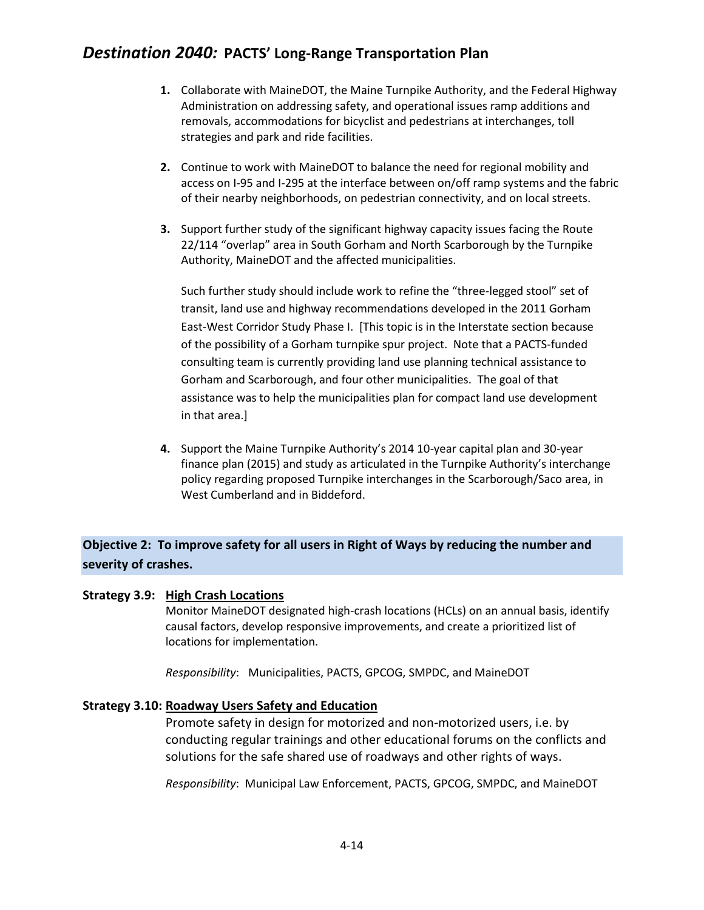1. Collaborate with MaineDOT, the Maine Turnpike Authority, and the Federal Highway Administration on addressing safety, and operational issues ramp additions and removals, accommodations for bicyclist and pedestrians at interchanges, toll strategies and park and ride facilities.

2. Continue to work with MaineDOT to balance the need for regional mobility and access on I-95 and I-295 at the interface between on/off ramp systems and the fabric of their nearby neighborhoods, on pedestrian connectivity, and on local streets.

3. Support further study of the significant highway capacity issues facing the Route 22/114 "overlap" area in South Gorham and North Scarborough by the Turnpike Authority, MaineDOT and the affected municipalities.

   Such further study should include work to refine the "three-legged stool" set of transit, land use and highway recommendations developed in the 2011 Gorham East-West Corridor Study Phase I. [This topic is in the Interstate section because of the possibility of a Gorham turnpike spur project. Note that a PACTS-funded consulting team is currently providing land use planning technical assistance to Gorham and Scarborough, and four other municipalities. The goal of that assistance was to help the municipalities plan for compact land use development in that area.]

4. Support the Maine Turnpike Authority's 2014 10-year capital plan and 30-year finance plan (2015) and study as articulated in the Turnpike Authority's interchange policy regarding proposed Turnpike interchanges in the Scarborough/Saco area, in West Cumberland and in Biddeford.

## Objective 2: To improve safety for all users in Right of Ways by reducing the number and severity of crashes.

**Strategy 3.9: High Crash Locations**

Monitor MaineDOT designated high-crash locations (HCLs) on an annual basis, identify causal factors, develop responsive improvements, and create a prioritized list of locations for implementation.

*Responsibility*: Municipalities, PACTS, GPCOG, SMPDC, and MaineDOT

**Strategy 3.10: Roadway Users Safety and Education**

Promote safety in design for motorized and non-motorized users, i.e. by conducting regular trainings and other educational forums on the conflicts and solutions for the safe shared use of roadways and other rights of ways.

*Responsibility*: Municipal Law Enforcement, PACTS, GPCOG, SMPDC, and MaineDOT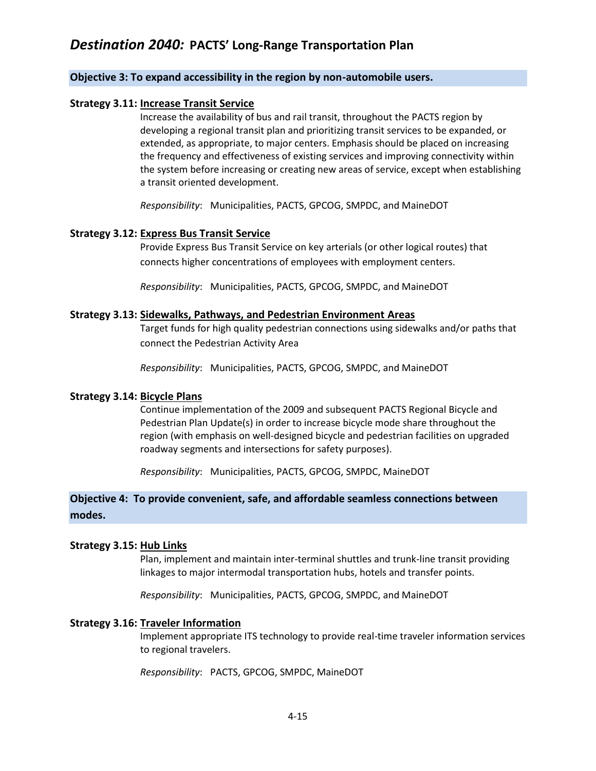**Objective 3: To expand accessibility in the region by non-automobile users.**

**Strategy 3.11: Increase Transit Service**

Increase the availability of bus and rail transit, throughout the PACTS region by developing a regional transit plan and prioritizing transit services to be expanded, or extended, as appropriate, to major centers. Emphasis should be placed on increasing the frequency and effectiveness of existing services and improving connectivity within the system before increasing or creating new areas of service, except when establishing a transit oriented development.

*Responsibility*: Municipalities, PACTS, GPCOG, SMPDC, and MaineDOT

**Strategy 3.12: Express Bus Transit Service**

Provide Express Bus Transit Service on key arterials (or other logical routes) that connects higher concentrations of employees with employment centers.

*Responsibility*: Municipalities, PACTS, GPCOG, SMPDC, and MaineDOT

**Strategy 3.13: Sidewalks, Pathways, and Pedestrian Environment Areas**

Target funds for high quality pedestrian connections using sidewalks and/or paths that connect the Pedestrian Activity Area

*Responsibility*: Municipalities, PACTS, GPCOG, SMPDC, and MaineDOT

**Strategy 3.14: Bicycle Plans**

Continue implementation of the 2009 and subsequent PACTS Regional Bicycle and Pedestrian Plan Update(s) in order to increase bicycle mode share throughout the region (with emphasis on well-designed bicycle and pedestrian facilities on upgraded roadway segments and intersections for safety purposes).

*Responsibility*: Municipalities, PACTS, GPCOG, SMPDC, MaineDOT

**Objective 4: To provide convenient, safe, and affordable seamless connections between modes.**

**Strategy 3.15: Hub Links**

Plan, implement and maintain inter-terminal shuttles and trunk-line transit providing linkages to major intermodal transportation hubs, hotels and transfer points.

*Responsibility*: Municipalities, PACTS, GPCOG, SMPDC, and MaineDOT

**Strategy 3.16: Traveler Information**

Implement appropriate ITS technology to provide real-time traveler information services to regional travelers.

*Responsibility*: PACTS, GPCOG, SMPDC, MaineDOT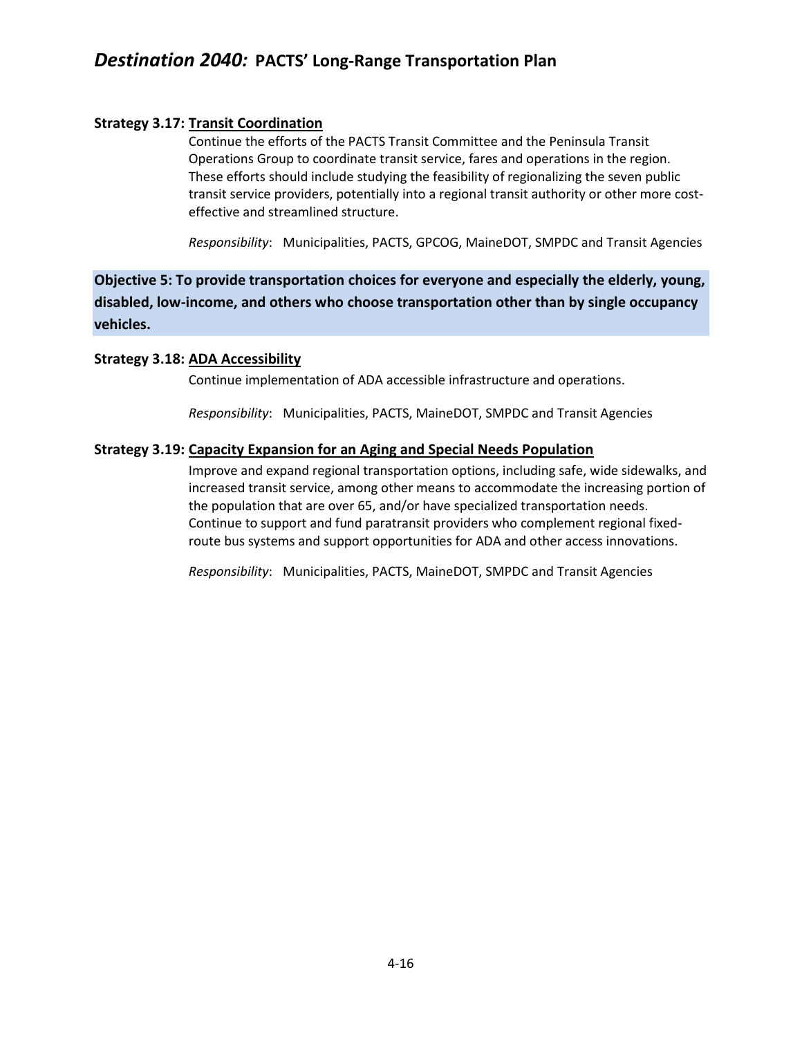**Strategy 3.17: Transit Coordination**

Continue the efforts of the PACTS Transit Committee and the Peninsula Transit Operations Group to coordinate transit service, fares and operations in the region. These efforts should include studying the feasibility of regionalizing the seven public transit service providers, potentially into a regional transit authority or other more cost-effective and streamlined structure.

*Responsibility*: Municipalities, PACTS, GPCOG, MaineDOT, SMPDC and Transit Agencies

**Objective 5: To provide transportation choices for everyone and especially the elderly, young, disabled, low-income, and others who choose transportation other than by single occupancy vehicles.**

**Strategy 3.18: ADA Accessibility**

Continue implementation of ADA accessible infrastructure and operations.

*Responsibility*: Municipalities, PACTS, MaineDOT, SMPDC and Transit Agencies

**Strategy 3.19: Capacity Expansion for an Aging and Special Needs Population**

Improve and expand regional transportation options, including safe, wide sidewalks, and increased transit service, among other means to accommodate the increasing portion of the population that are over 65, and/or have specialized transportation needs. Continue to support and fund paratransit providers who complement regional fixed-route bus systems and support opportunities for ADA and other access innovations.

*Responsibility*: Municipalities, PACTS, MaineDOT, SMPDC and Transit Agencies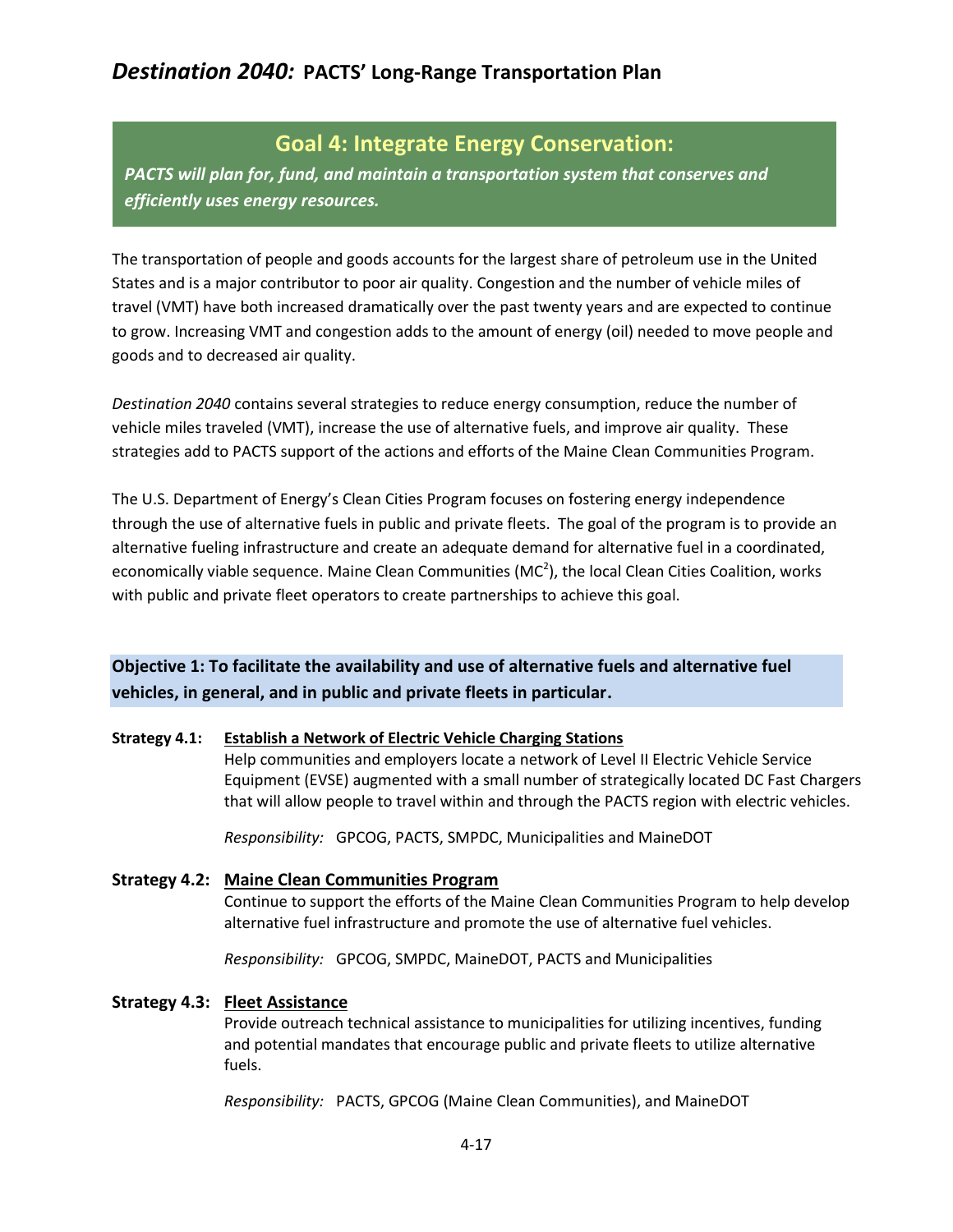## Goal 4: Integrate Energy Conservation:

***PACTS will plan for, fund, and maintain a transportation system that conserves and efficiently uses energy resources.***

The transportation of people and goods accounts for the largest share of petroleum use in the United States and is a major contributor to poor air quality. Congestion and the number of vehicle miles of travel (VMT) have both increased dramatically over the past twenty years and are expected to continue to grow. Increasing VMT and congestion adds to the amount of energy (oil) needed to move people and goods and to decreased air quality.

*Destination 2040* contains several strategies to reduce energy consumption, reduce the number of vehicle miles traveled (VMT), increase the use of alternative fuels, and improve air quality. These strategies add to PACTS support of the actions and efforts of the Maine Clean Communities Program.

The U.S. Department of Energy's Clean Cities Program focuses on fostering energy independence through the use of alternative fuels in public and private fleets. The goal of the program is to provide an alternative fueling infrastructure and create an adequate demand for alternative fuel in a coordinated, economically viable sequence. Maine Clean Communities ($MC^2$), the local Clean Cities Coalition, works with public and private fleet operators to create partnerships to achieve this goal.

### Objective 1: To facilitate the availability and use of alternative fuels and alternative fuel vehicles, in general, and in public and private fleets in particular.

**Strategy 4.1:** **Establish a Network of Electric Vehicle Charging Stations**

Help communities and employers locate a network of Level II Electric Vehicle Service Equipment (EVSE) augmented with a small number of strategically located DC Fast Chargers that will allow people to travel within and through the PACTS region with electric vehicles.

*Responsibility:* GPCOG, PACTS, SMPDC, Municipalities and MaineDOT

**Strategy 4.2:** **Maine Clean Communities Program**

Continue to support the efforts of the Maine Clean Communities Program to help develop alternative fuel infrastructure and promote the use of alternative fuel vehicles.

*Responsibility:* GPCOG, SMPDC, MaineDOT, PACTS and Municipalities

**Strategy 4.3:** **Fleet Assistance**

Provide outreach technical assistance to municipalities for utilizing incentives, funding and potential mandates that encourage public and private fleets to utilize alternative fuels.

*Responsibility:* PACTS, GPCOG (Maine Clean Communities), and MaineDOT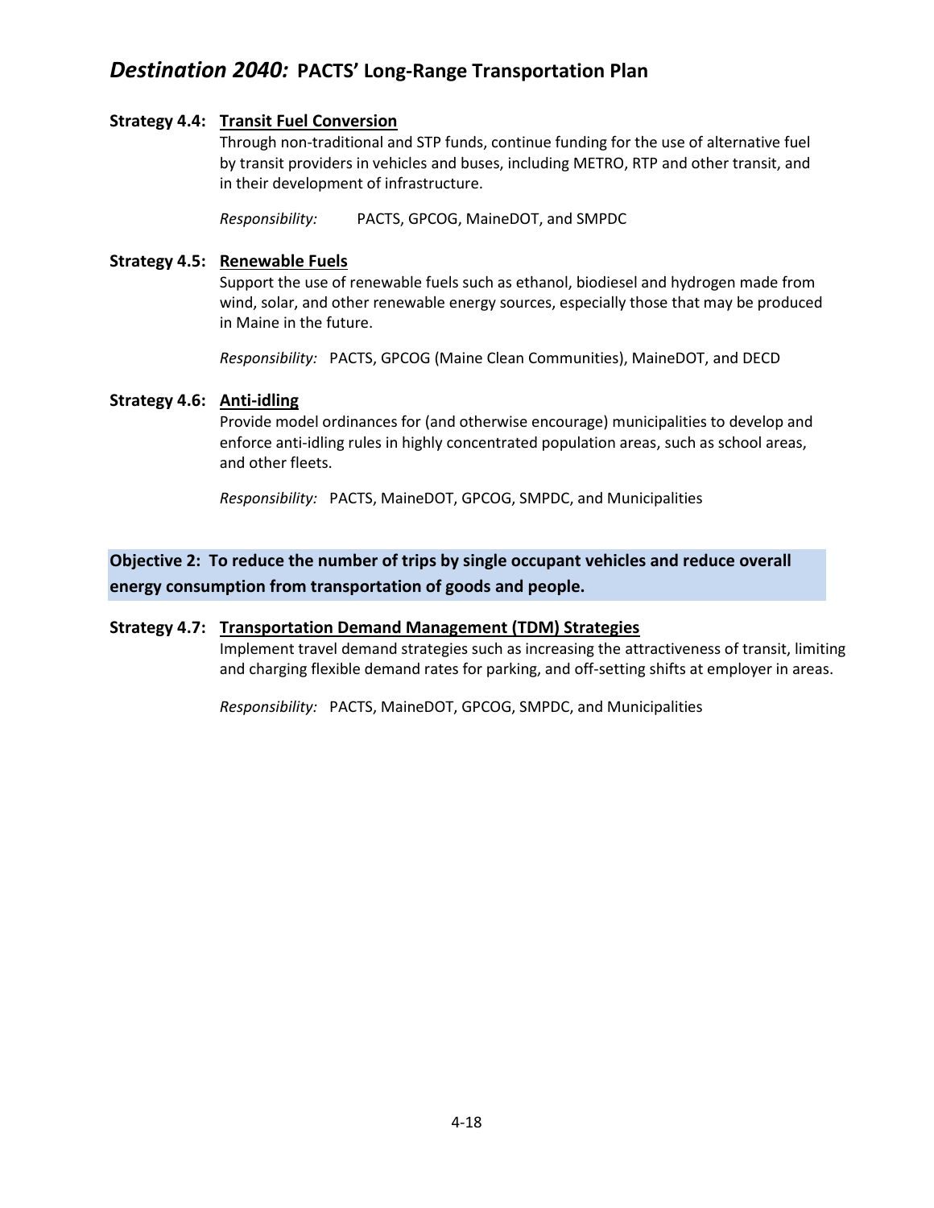**Strategy 4.4: Transit Fuel Conversion**

Through non-traditional and STP funds, continue funding for the use of alternative fuel by transit providers in vehicles and buses, including METRO, RTP and other transit, and in their development of infrastructure.

*Responsibility:* PACTS, GPCOG, MaineDOT, and SMPDC

**Strategy 4.5: Renewable Fuels**

Support the use of renewable fuels such as ethanol, biodiesel and hydrogen made from wind, solar, and other renewable energy sources, especially those that may be produced in Maine in the future.

*Responsibility:* PACTS, GPCOG (Maine Clean Communities), MaineDOT, and DECD

**Strategy 4.6: Anti-idling**

Provide model ordinances for (and otherwise encourage) municipalities to develop and enforce anti-idling rules in highly concentrated population areas, such as school areas, and other fleets.

*Responsibility:* PACTS, MaineDOT, GPCOG, SMPDC, and Municipalities

**Objective 2: To reduce the number of trips by single occupant vehicles and reduce overall energy consumption from transportation of goods and people.**

**Strategy 4.7: Transportation Demand Management (TDM) Strategies**

Implement travel demand strategies such as increasing the attractiveness of transit, limiting and charging flexible demand rates for parking, and off-setting shifts at employer in areas.

*Responsibility:* PACTS, MaineDOT, GPCOG, SMPDC, and Municipalities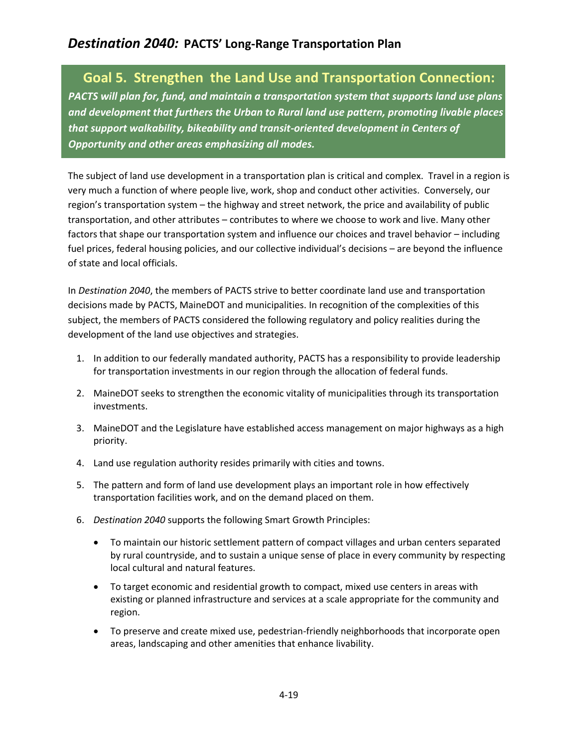## Goal 5. Strengthen the Land Use and Transportation Connection:

***PACTS will plan for, fund, and maintain a transportation system that supports land use plans and development that furthers the Urban to Rural land use pattern, promoting livable places that support walkability, bikeability and transit-oriented development in Centers of Opportunity and other areas emphasizing all modes.***

The subject of land use development in a transportation plan is critical and complex. Travel in a region is very much a function of where people live, work, shop and conduct other activities. Conversely, our region's transportation system – the highway and street network, the price and availability of public transportation, and other attributes – contributes to where we choose to work and live. Many other factors that shape our transportation system and influence our choices and travel behavior – including fuel prices, federal housing policies, and our collective individual's decisions – are beyond the influence of state and local officials.

In *Destination 2040*, the members of PACTS strive to better coordinate land use and transportation decisions made by PACTS, MaineDOT and municipalities. In recognition of the complexities of this subject, the members of PACTS considered the following regulatory and policy realities during the development of the land use objectives and strategies.

1. In addition to our federally mandated authority, PACTS has a responsibility to provide leadership for transportation investments in our region through the allocation of federal funds.
2. MaineDOT seeks to strengthen the economic vitality of municipalities through its transportation investments.
3. MaineDOT and the Legislature have established access management on major highways as a high priority.
4. Land use regulation authority resides primarily with cities and towns.
5. The pattern and form of land use development plays an important role in how effectively transportation facilities work, and on the demand placed on them.
6. *Destination 2040* supports the following Smart Growth Principles:
   - To maintain our historic settlement pattern of compact villages and urban centers separated by rural countryside, and to sustain a unique sense of place in every community by respecting local cultural and natural features.
   - To target economic and residential growth to compact, mixed use centers in areas with existing or planned infrastructure and services at a scale appropriate for the community and region.
   - To preserve and create mixed use, pedestrian-friendly neighborhoods that incorporate open areas, landscaping and other amenities that enhance livability.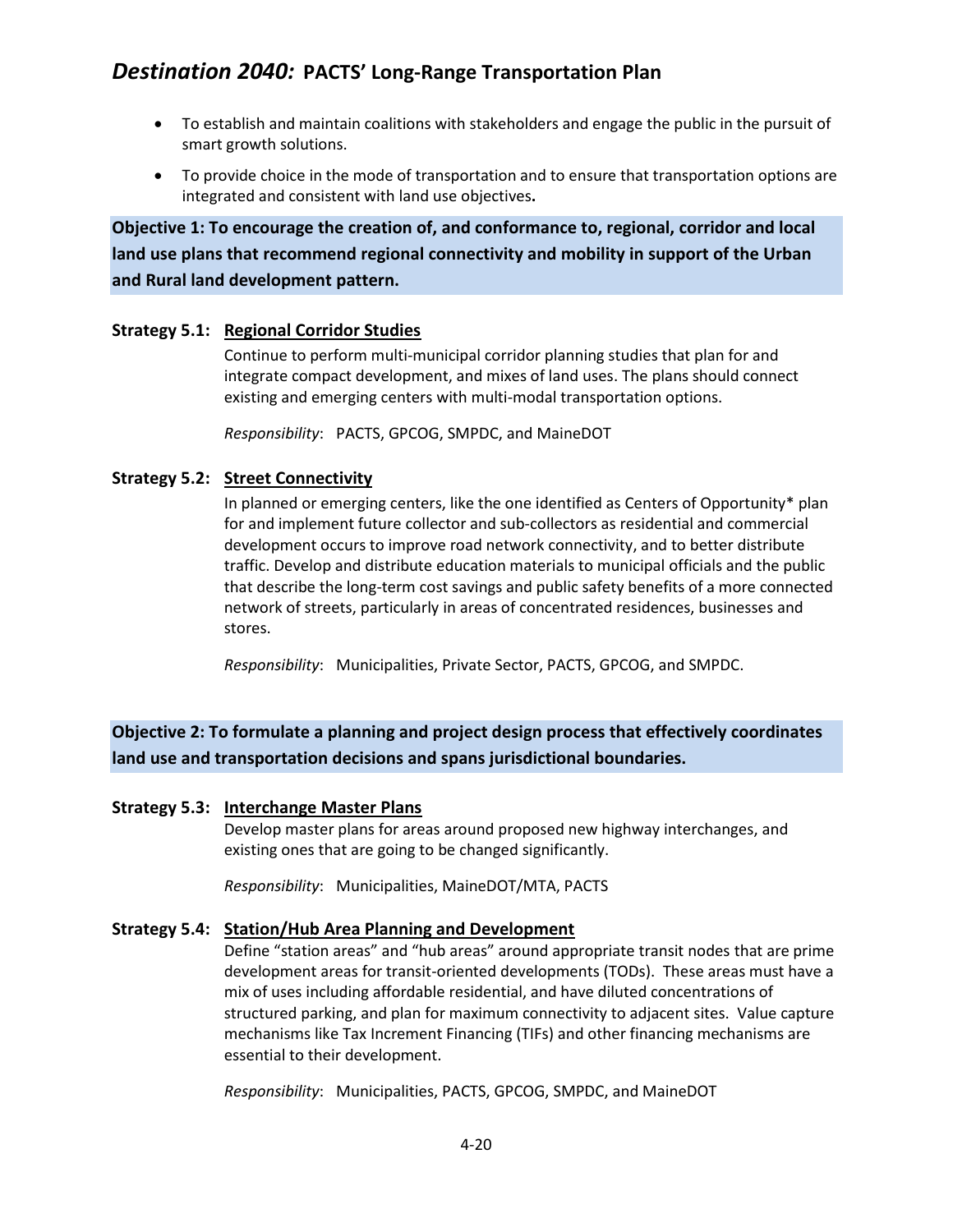- To establish and maintain coalitions with stakeholders and engage the public in the pursuit of smart growth solutions.
- To provide choice in the mode of transportation and to ensure that transportation options are integrated and consistent with land use objectives**.**

**Objective 1: To encourage the creation of, and conformance to, regional, corridor and local land use plans that recommend regional connectivity and mobility in support of the Urban and Rural land development pattern.**

**Strategy 5.1: Regional Corridor Studies**

Continue to perform multi-municipal corridor planning studies that plan for and integrate compact development, and mixes of land uses. The plans should connect existing and emerging centers with multi-modal transportation options.

*Responsibility*: PACTS, GPCOG, SMPDC, and MaineDOT

**Strategy 5.2: Street Connectivity**

In planned or emerging centers, like the one identified as Centers of Opportunity* plan for and implement future collector and sub-collectors as residential and commercial development occurs to improve road network connectivity, and to better distribute traffic. Develop and distribute education materials to municipal officials and the public that describe the long-term cost savings and public safety benefits of a more connected network of streets, particularly in areas of concentrated residences, businesses and stores.

*Responsibility*: Municipalities, Private Sector, PACTS, GPCOG, and SMPDC.

**Objective 2: To formulate a planning and project design process that effectively coordinates land use and transportation decisions and spans jurisdictional boundaries.**

**Strategy 5.3: Interchange Master Plans**

Develop master plans for areas around proposed new highway interchanges, and existing ones that are going to be changed significantly.

*Responsibility*: Municipalities, MaineDOT/MTA, PACTS

**Strategy 5.4: Station/Hub Area Planning and Development**

Define "station areas" and "hub areas" around appropriate transit nodes that are prime development areas for transit-oriented developments (TODs). These areas must have a mix of uses including affordable residential, and have diluted concentrations of structured parking, and plan for maximum connectivity to adjacent sites. Value capture mechanisms like Tax Increment Financing (TIFs) and other financing mechanisms are essential to their development.

*Responsibility*: Municipalities, PACTS, GPCOG, SMPDC, and MaineDOT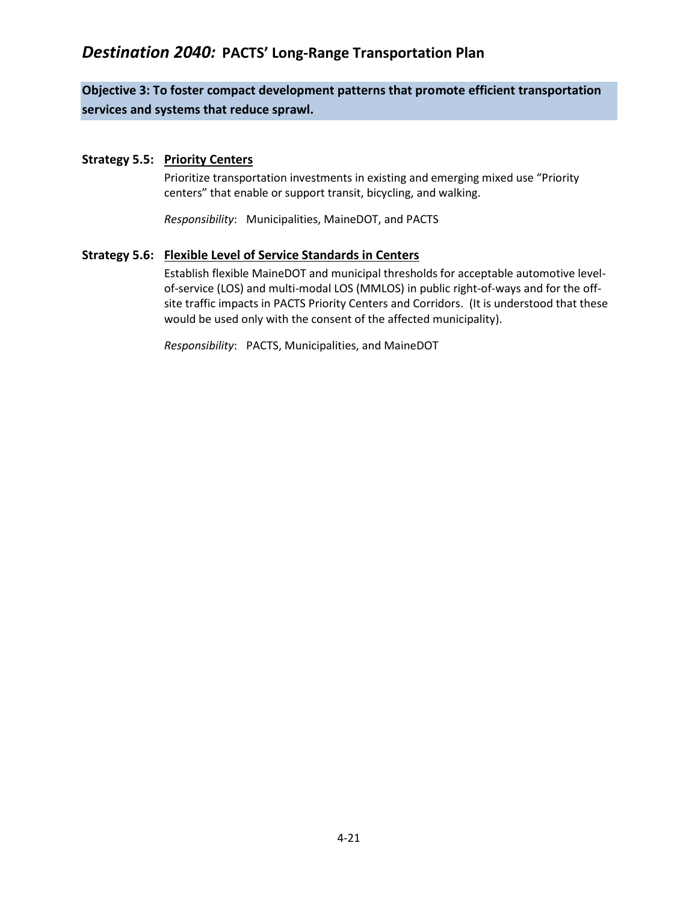**Objective 3: To foster compact development patterns that promote efficient transportation services and systems that reduce sprawl.**

**Strategy 5.5: Priority Centers**

Prioritize transportation investments in existing and emerging mixed use "Priority centers" that enable or support transit, bicycling, and walking.

*Responsibility*: Municipalities, MaineDOT, and PACTS

**Strategy 5.6: Flexible Level of Service Standards in Centers**

Establish flexible MaineDOT and municipal thresholds for acceptable automotive level-of-service (LOS) and multi-modal LOS (MMLOS) in public right-of-ways and for the off-site traffic impacts in PACTS Priority Centers and Corridors. (It is understood that these would be used only with the consent of the affected municipality).

*Responsibility*: PACTS, Municipalities, and MaineDOT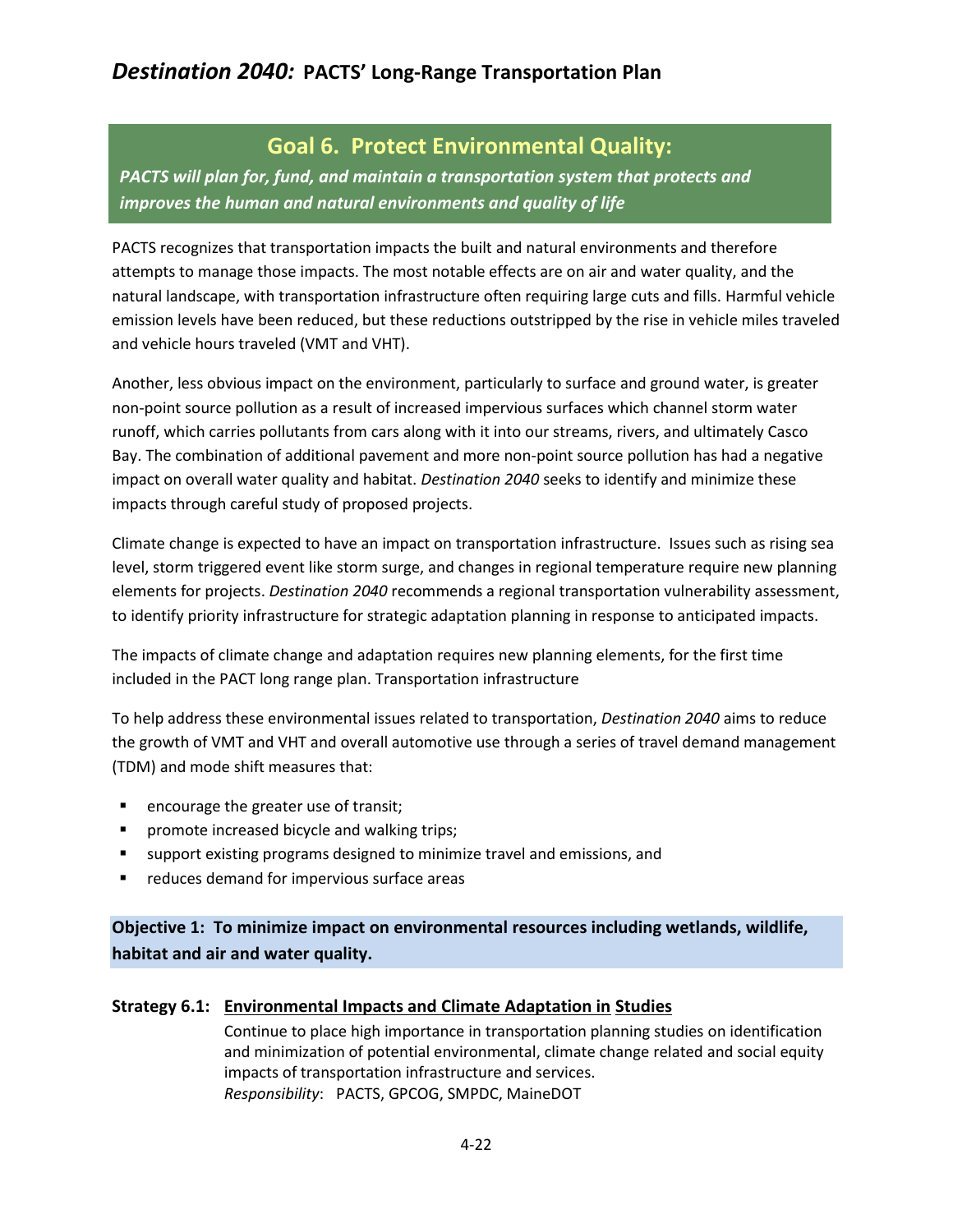## Goal 6. Protect Environmental Quality:

***PACTS will plan for, fund, and maintain a transportation system that protects and improves the human and natural environments and quality of life***

PACTS recognizes that transportation impacts the built and natural environments and therefore attempts to manage those impacts. The most notable effects are on air and water quality, and the natural landscape, with transportation infrastructure often requiring large cuts and fills. Harmful vehicle emission levels have been reduced, but these reductions outstripped by the rise in vehicle miles traveled and vehicle hours traveled (VMT and VHT).

Another, less obvious impact on the environment, particularly to surface and ground water, is greater non-point source pollution as a result of increased impervious surfaces which channel storm water runoff, which carries pollutants from cars along with it into our streams, rivers, and ultimately Casco Bay. The combination of additional pavement and more non-point source pollution has had a negative impact on overall water quality and habitat. *Destination 2040* seeks to identify and minimize these impacts through careful study of proposed projects.

Climate change is expected to have an impact on transportation infrastructure. Issues such as rising sea level, storm triggered event like storm surge, and changes in regional temperature require new planning elements for projects. *Destination 2040* recommends a regional transportation vulnerability assessment, to identify priority infrastructure for strategic adaptation planning in response to anticipated impacts.

The impacts of climate change and adaptation requires new planning elements, for the first time included in the PACT long range plan. Transportation infrastructure

To help address these environmental issues related to transportation, *Destination 2040* aims to reduce the growth of VMT and VHT and overall automotive use through a series of travel demand management (TDM) and mode shift measures that:

- encourage the greater use of transit;
- promote increased bicycle and walking trips;
- support existing programs designed to minimize travel and emissions, and
- reduces demand for impervious surface areas

**Objective 1: To minimize impact on environmental resources including wetlands, wildlife, habitat and air and water quality.**

**Strategy 6.1: Environmental Impacts and Climate Adaptation in Studies**

Continue to place high importance in transportation planning studies on identification and minimization of potential environmental, climate change related and social equity impacts of transportation infrastructure and services.
*Responsibility*: PACTS, GPCOG, SMPDC, MaineDOT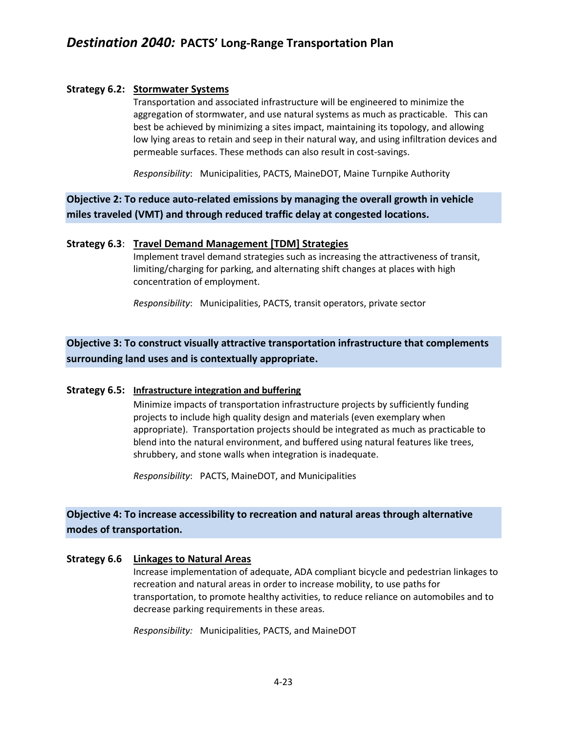**Strategy 6.2: Stormwater Systems**

Transportation and associated infrastructure will be engineered to minimize the aggregation of stormwater, and use natural systems as much as practicable. This can best be achieved by minimizing a sites impact, maintaining its topology, and allowing low lying areas to retain and seep in their natural way, and using infiltration devices and permeable surfaces. These methods can also result in cost-savings.

*Responsibility*: Municipalities, PACTS, MaineDOT, Maine Turnpike Authority

**Objective 2: To reduce auto-related emissions by managing the overall growth in vehicle miles traveled (VMT) and through reduced traffic delay at congested locations.**

**Strategy 6.3: Travel Demand Management [TDM] Strategies**

Implement travel demand strategies such as increasing the attractiveness of transit, limiting/charging for parking, and alternating shift changes at places with high concentration of employment.

*Responsibility*: Municipalities, PACTS, transit operators, private sector

**Objective 3: To construct visually attractive transportation infrastructure that complements surrounding land uses and is contextually appropriate.**

**Strategy 6.5: Infrastructure integration and buffering**

Minimize impacts of transportation infrastructure projects by sufficiently funding projects to include high quality design and materials (even exemplary when appropriate). Transportation projects should be integrated as much as practicable to blend into the natural environment, and buffered using natural features like trees, shrubbery, and stone walls when integration is inadequate.

*Responsibility*: PACTS, MaineDOT, and Municipalities

**Objective 4: To increase accessibility to recreation and natural areas through alternative modes of transportation.**

**Strategy 6.6 Linkages to Natural Areas**

Increase implementation of adequate, ADA compliant bicycle and pedestrian linkages to recreation and natural areas in order to increase mobility, to use paths for transportation, to promote healthy activities, to reduce reliance on automobiles and to decrease parking requirements in these areas.

*Responsibility:* Municipalities, PACTS, and MaineDOT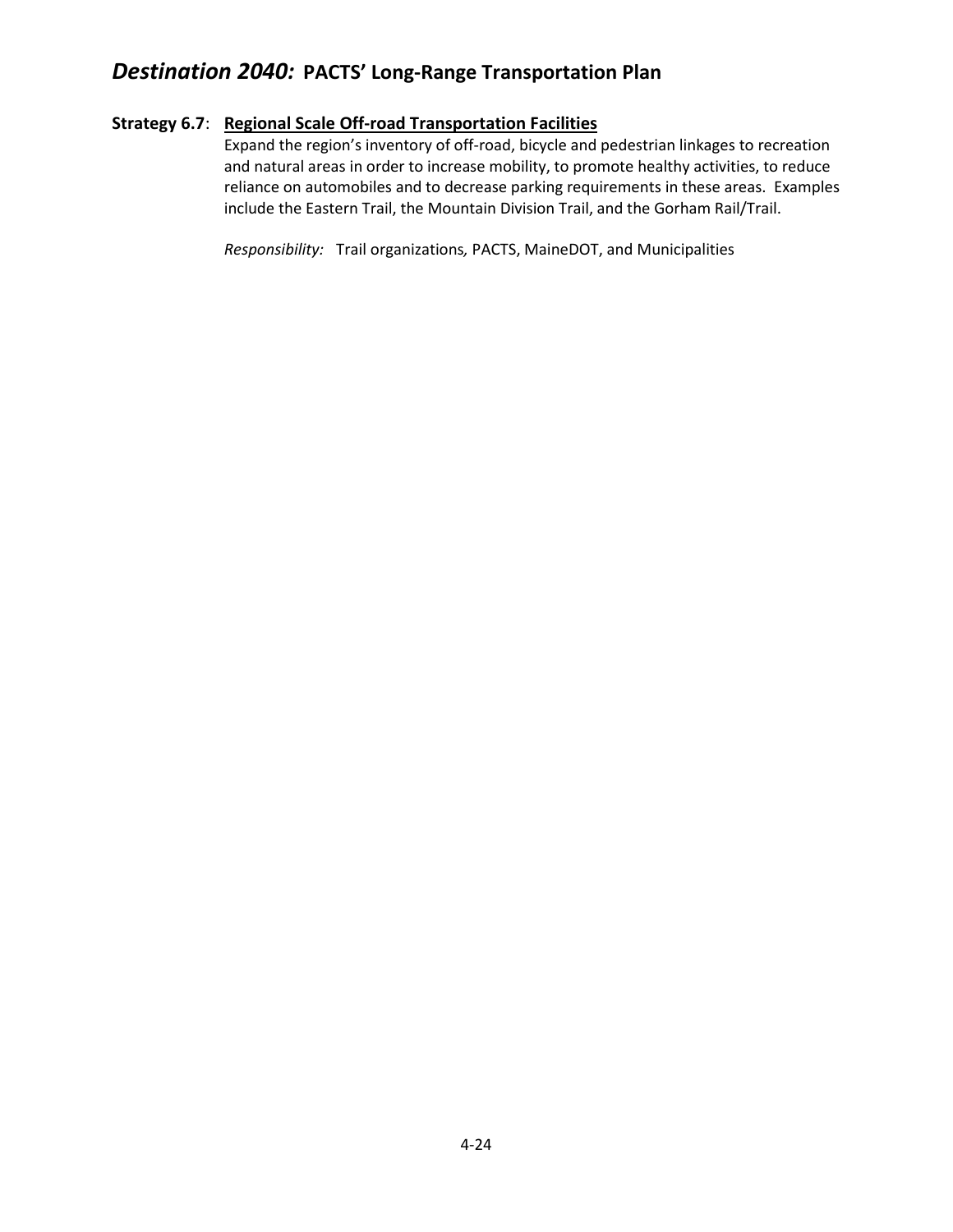**Strategy 6.7**: **Regional Scale Off-road Transportation Facilities**

Expand the region's inventory of off-road, bicycle and pedestrian linkages to recreation and natural areas in order to increase mobility, to promote healthy activities, to reduce reliance on automobiles and to decrease parking requirements in these areas. Examples include the Eastern Trail, the Mountain Division Trail, and the Gorham Rail/Trail.

*Responsibility:* Trail organizations, PACTS, MaineDOT, and Municipalities